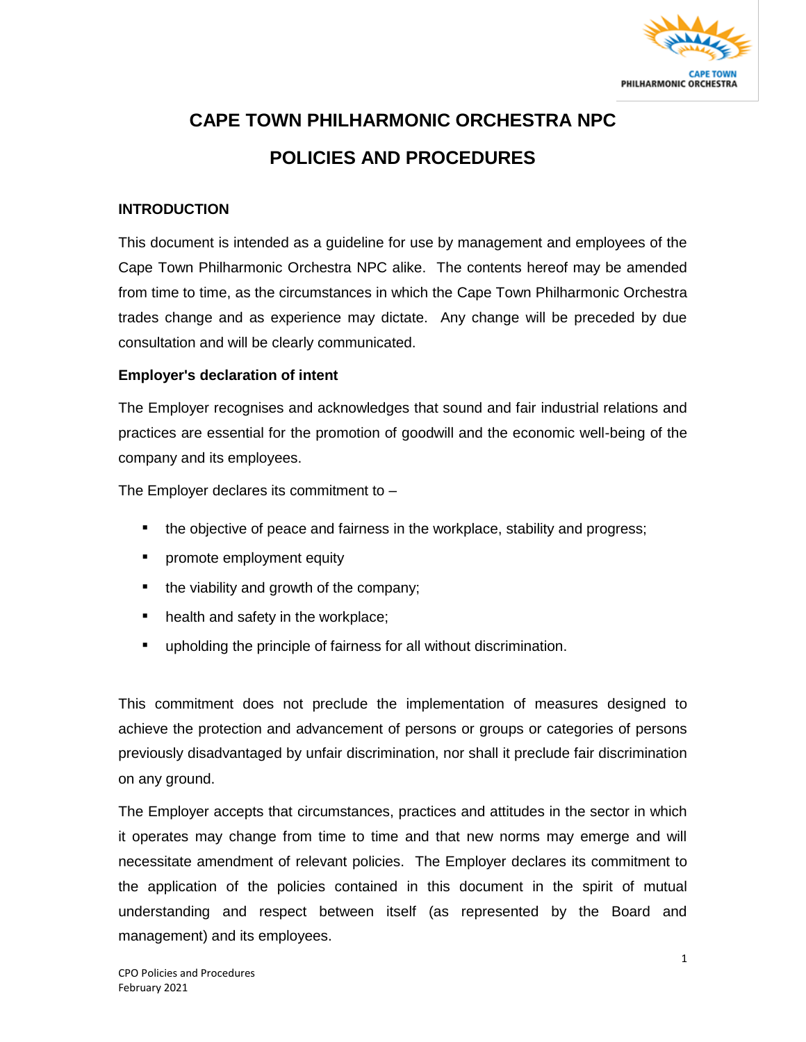# CAPE TOWN PHILHARMONIC ORCHESTRA NPC

# POLICIES AND PROCEDURES

## INTRODUCTION

This document is intended as a guideline for use by management and employees of the Cape Town Philharmonic Orchestra NPC alike. The contents hereof may be amended from time to time, as the circumstances in which the Cape Town Philharmonic Orchestra trades change and as experience may dictate. Any change will be preceded by due consultation and will be clearly communicated.

### Employer's declaration of intent

The Employer recognises and acknowledges that sound and fair industrial relations and practices are essential for the promotion of goodwill and the economic well-being of the company and its employees.

The Employer declares its commitment to –

- the objective of peace and fairness in the workplace, stability and progress;
- promote employment equity
- the viability and growth of the company;
- health and safety in the workplace;
- upholding the principle of fairness for all without discrimination.

This commitment does not preclude the implementation of measures designed to achieve the protection and advancement of persons or groups or categories of persons previously disadvantaged by unfair discrimination, nor shall it preclude fair discrimination on any ground.

The Employer accepts that circumstances, practices and attitudes in the sector in which it operates may change from time to time and that new norms may emerge and will necessitate amendment of relevant policies. The Employer declares its commitment to the application of the policies contained in this document in the spirit of mutual understanding and respect between itself (as represented by the Board and management) and its employees.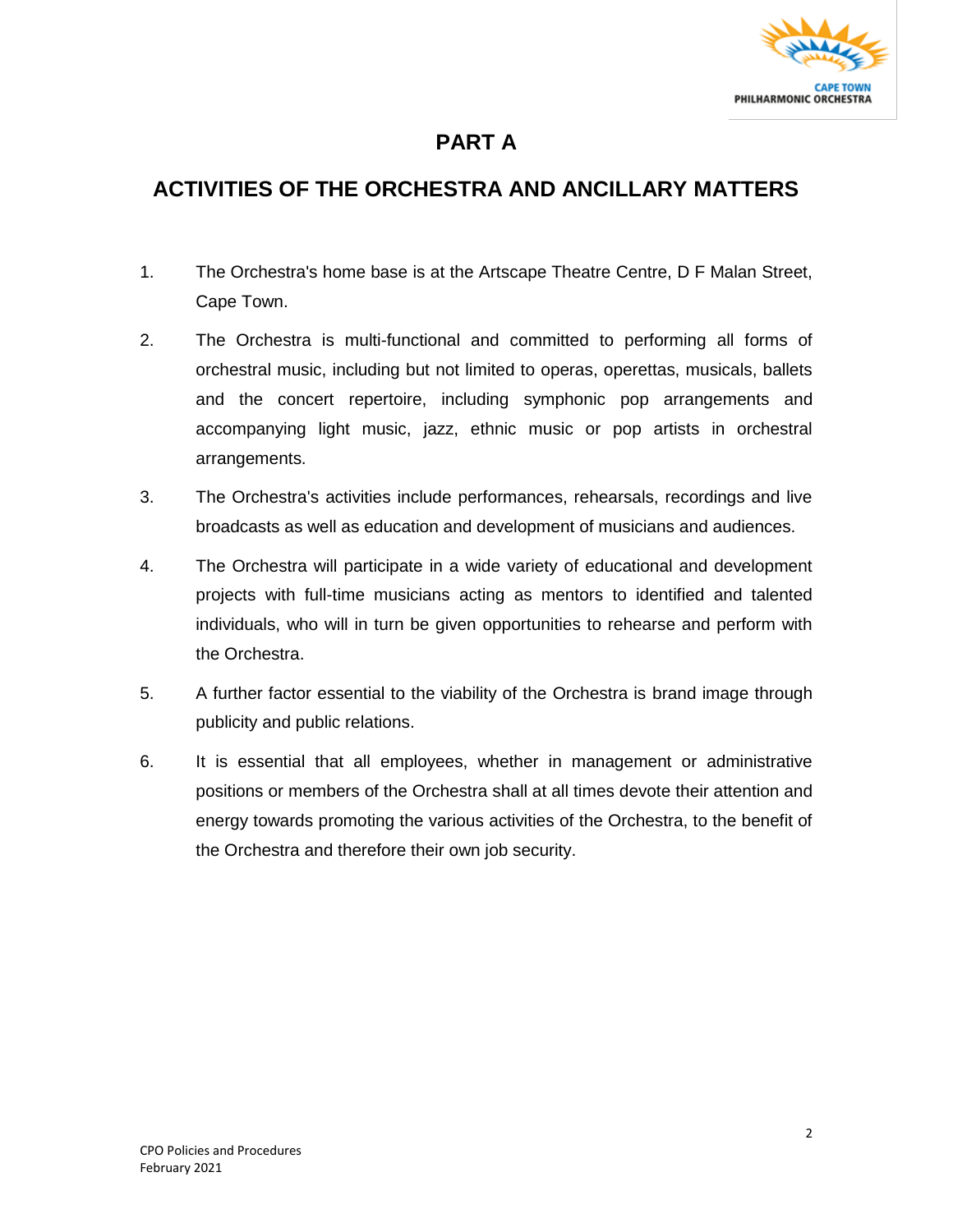# PART A

## ACTIVITIES OF THE ORCHESTRA AND ANCILLARY MATTERS

1. The Orchestra's home base is at the Artscape Theatre Centre, D F Malan Street, Cape Town.

2. The Orchestra is multi-functional and committed to performing all forms of orchestral music, including but not limited to operas, operettas, musicals, ballets and the concert repertoire, including symphonic pop arrangements and accompanying light music, jazz, ethnic music or pop artists in orchestral arrangements.

3. The Orchestra's activities include performances, rehearsals, recordings and live broadcasts as well as education and development of musicians and audiences.

4. The Orchestra will participate in a wide variety of educational and development projects with full-time musicians acting as mentors to identified and talented individuals, who will in turn be given opportunities to rehearse and perform with the Orchestra.

5. A further factor essential to the viability of the Orchestra is brand image through publicity and public relations.

6. It is essential that all employees, whether in management or administrative positions or members of the Orchestra shall at all times devote their attention and energy towards promoting the various activities of the Orchestra, to the benefit of the Orchestra and therefore their own job security.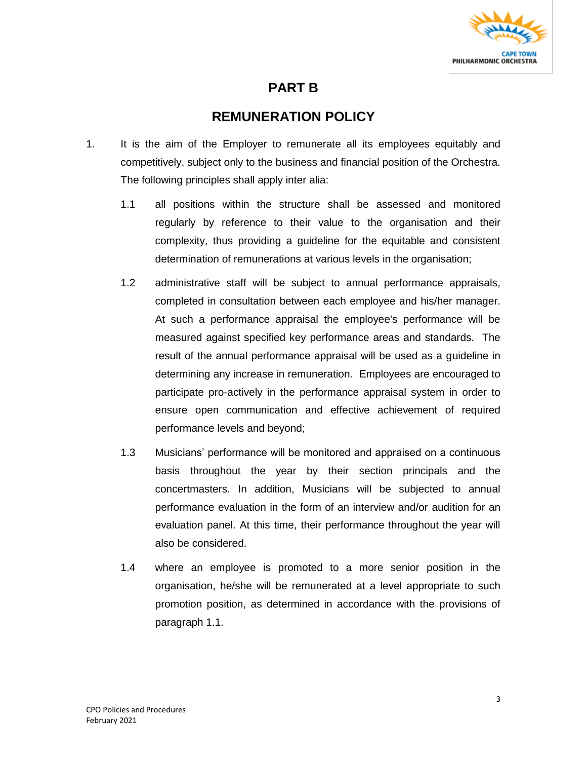# PART B

## REMUNERATION POLICY

1. It is the aim of the Employer to remunerate all its employees equitably and competitively, subject only to the business and financial position of the Orchestra. The following principles shall apply inter alia:

   1.1 all positions within the structure shall be assessed and monitored regularly by reference to their value to the organisation and their complexity, thus providing a guideline for the equitable and consistent determination of remunerations at various levels in the organisation;

   1.2 administrative staff will be subject to annual performance appraisals, completed in consultation between each employee and his/her manager. At such a performance appraisal the employee's performance will be measured against specified key performance areas and standards. The result of the annual performance appraisal will be used as a guideline in determining any increase in remuneration. Employees are encouraged to participate pro-actively in the performance appraisal system in order to ensure open communication and effective achievement of required performance levels and beyond;

   1.3 Musicians' performance will be monitored and appraised on a continuous basis throughout the year by their section principals and the concertmasters. In addition, Musicians will be subjected to annual performance evaluation in the form of an interview and/or audition for an evaluation panel. At this time, their performance throughout the year will also be considered.

   1.4 where an employee is promoted to a more senior position in the organisation, he/she will be remunerated at a level appropriate to such promotion position, as determined in accordance with the provisions of paragraph 1.1.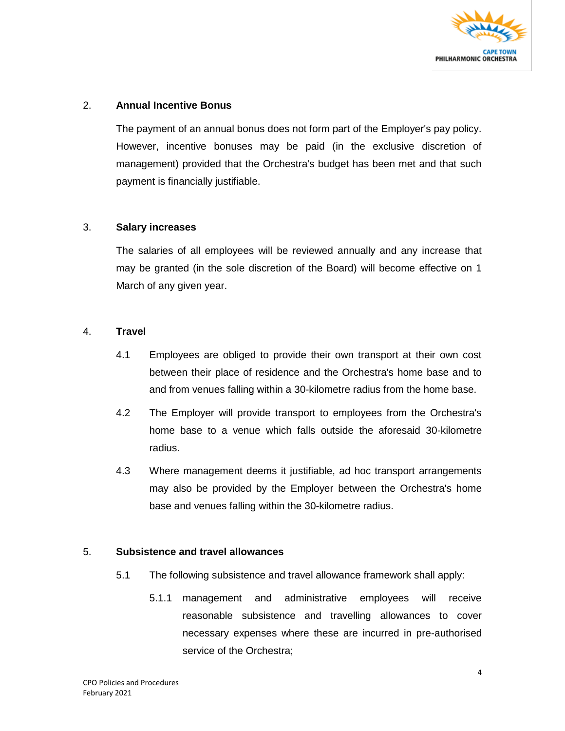## 2. Annual Incentive Bonus

The payment of an annual bonus does not form part of the Employer's pay policy. However, incentive bonuses may be paid (in the exclusive discretion of management) provided that the Orchestra's budget has been met and that such payment is financially justifiable.

## 3. Salary increases

The salaries of all employees will be reviewed annually and any increase that may be granted (in the sole discretion of the Board) will become effective on 1 March of any given year.

## 4. Travel

4.1 Employees are obliged to provide their own transport at their own cost between their place of residence and the Orchestra's home base and to and from venues falling within a 30-kilometre radius from the home base.

4.2 The Employer will provide transport to employees from the Orchestra's home base to a venue which falls outside the aforesaid 30-kilometre radius.

4.3 Where management deems it justifiable, ad hoc transport arrangements may also be provided by the Employer between the Orchestra's home base and venues falling within the 30-kilometre radius.

## 5. Subsistence and travel allowances

5.1 The following subsistence and travel allowance framework shall apply:

5.1.1 management and administrative employees will receive reasonable subsistence and travelling allowances to cover necessary expenses where these are incurred in pre-authorised service of the Orchestra;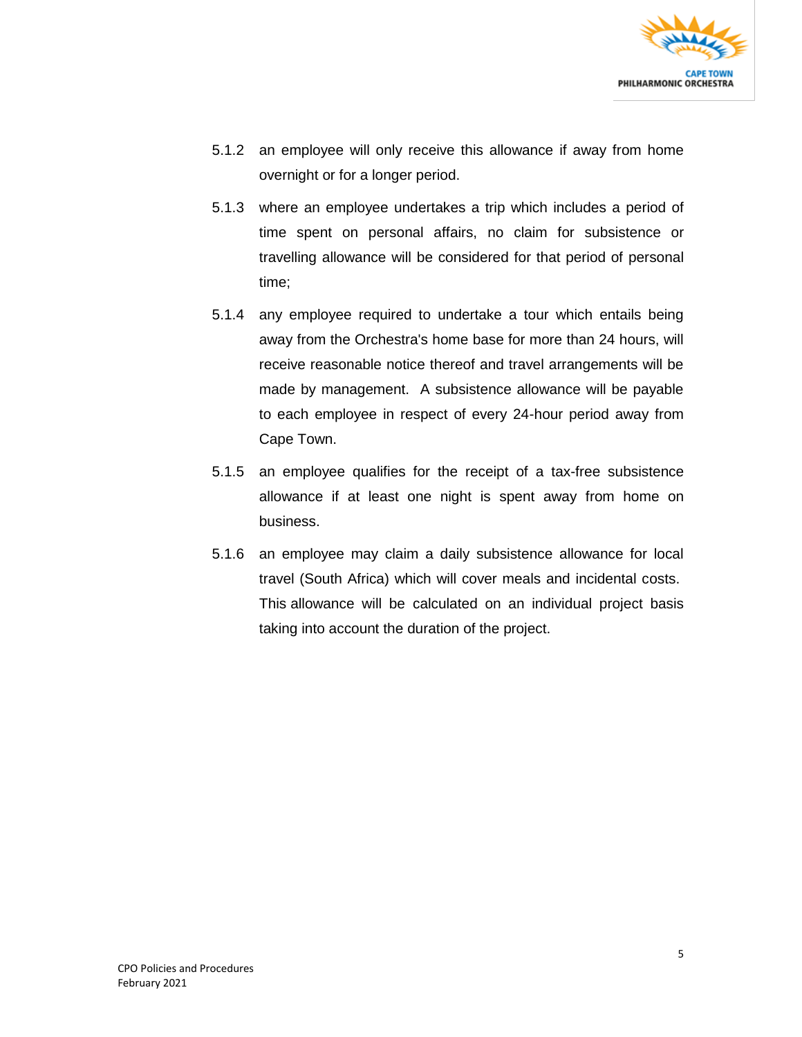5.1.2 an employee will only receive this allowance if away from home overnight or for a longer period.

5.1.3 where an employee undertakes a trip which includes a period of time spent on personal affairs, no claim for subsistence or travelling allowance will be considered for that period of personal time;

5.1.4 any employee required to undertake a tour which entails being away from the Orchestra's home base for more than 24 hours, will receive reasonable notice thereof and travel arrangements will be made by management. A subsistence allowance will be payable to each employee in respect of every 24-hour period away from Cape Town.

5.1.5 an employee qualifies for the receipt of a tax-free subsistence allowance if at least one night is spent away from home on business.

5.1.6 an employee may claim a daily subsistence allowance for local travel (South Africa) which will cover meals and incidental costs. This allowance will be calculated on an individual project basis taking into account the duration of the project.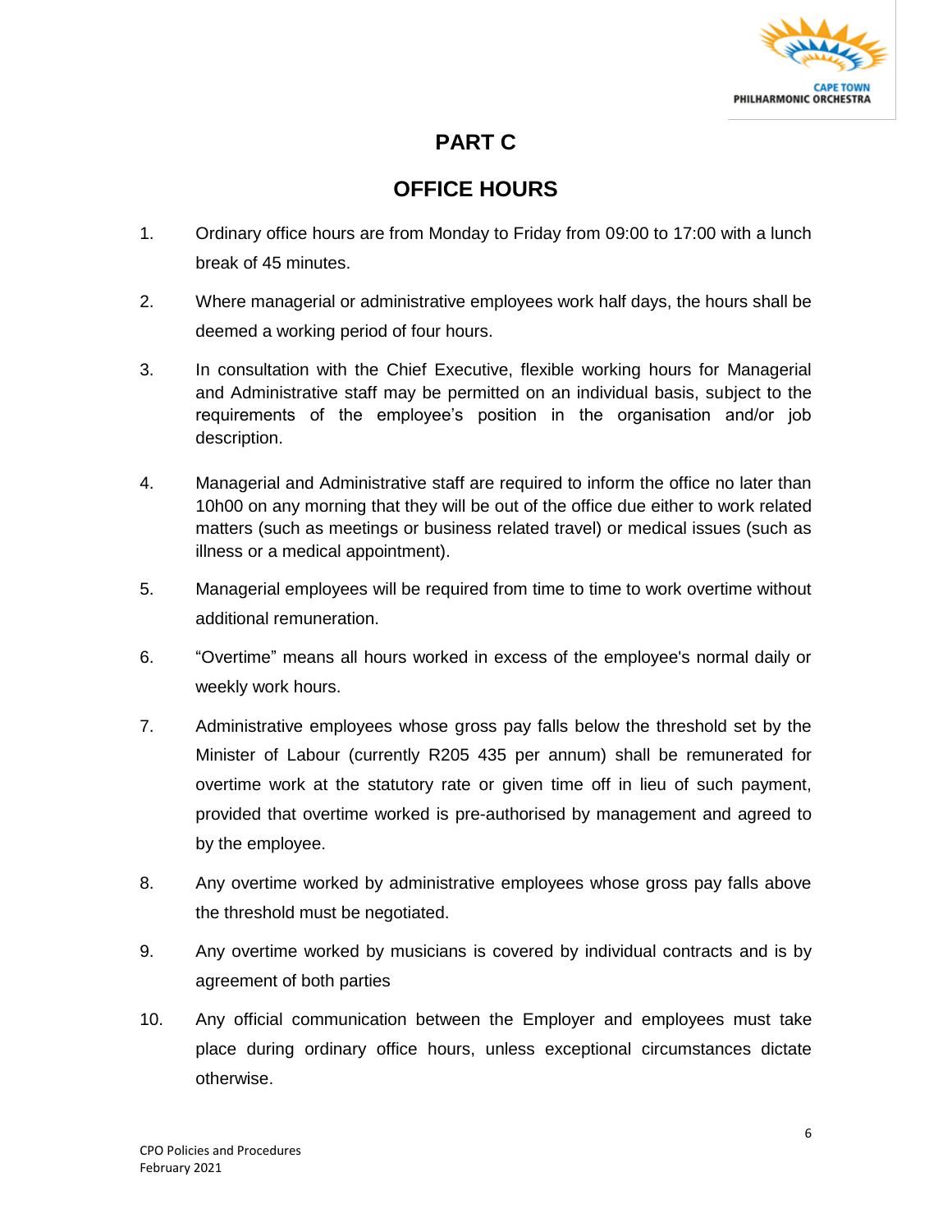# PART C

## OFFICE HOURS

1. Ordinary office hours are from Monday to Friday from 09:00 to 17:00 with a lunch break of 45 minutes.

2. Where managerial or administrative employees work half days, the hours shall be deemed a working period of four hours.

3. In consultation with the Chief Executive, flexible working hours for Managerial and Administrative staff may be permitted on an individual basis, subject to the requirements of the employee's position in the organisation and/or job description.

4. Managerial and Administrative staff are required to inform the office no later than 10h00 on any morning that they will be out of the office due either to work related matters (such as meetings or business related travel) or medical issues (such as illness or a medical appointment).

5. Managerial employees will be required from time to time to work overtime without additional remuneration.

6. "Overtime" means all hours worked in excess of the employee's normal daily or weekly work hours.

7. Administrative employees whose gross pay falls below the threshold set by the Minister of Labour (currently R205 435 per annum) shall be remunerated for overtime work at the statutory rate or given time off in lieu of such payment, provided that overtime worked is pre-authorised by management and agreed to by the employee.

8. Any overtime worked by administrative employees whose gross pay falls above the threshold must be negotiated.

9. Any overtime worked by musicians is covered by individual contracts and is by agreement of both parties

10. Any official communication between the Employer and employees must take place during ordinary office hours, unless exceptional circumstances dictate otherwise.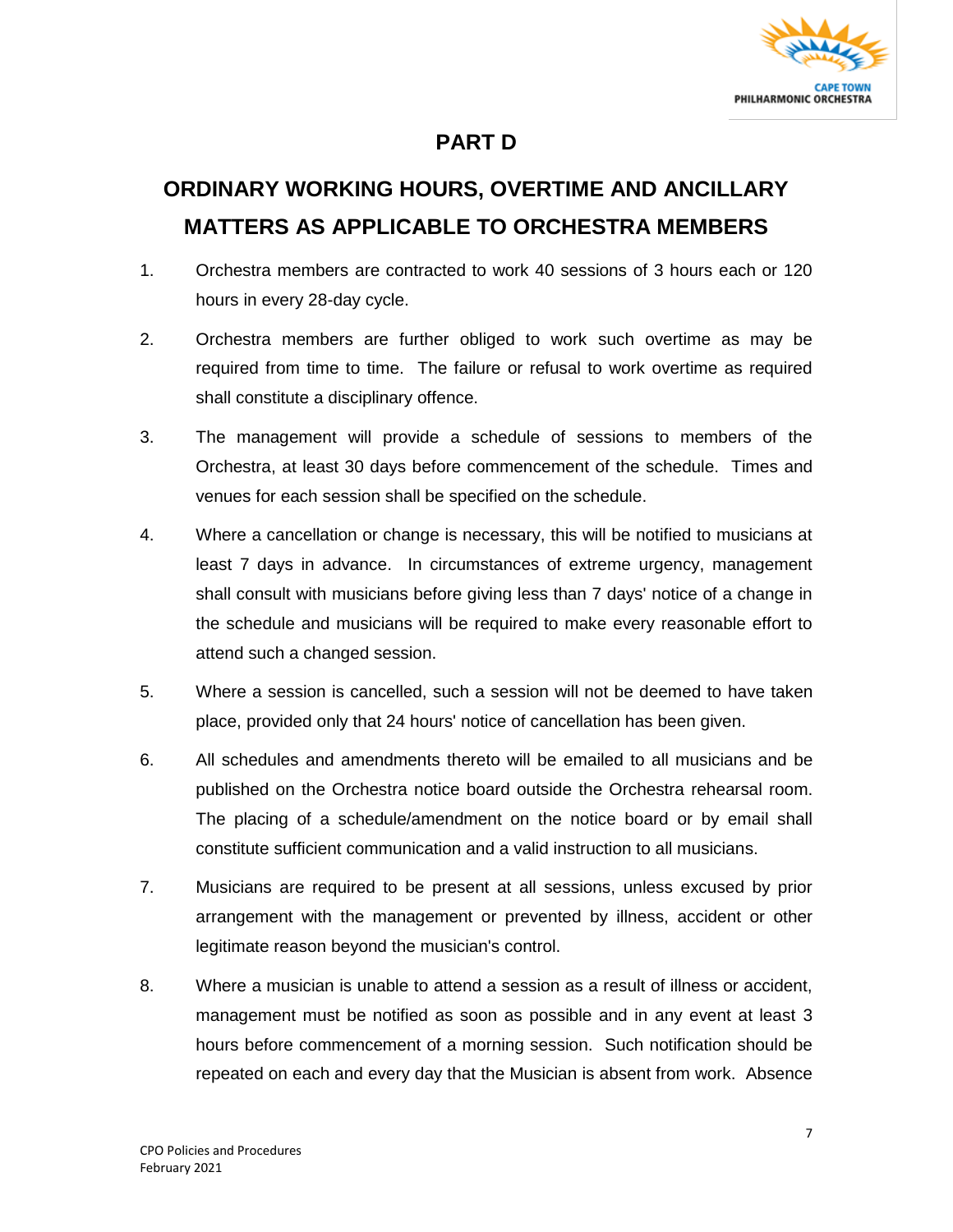# PART D

## ORDINARY WORKING HOURS, OVERTIME AND ANCILLARY MATTERS AS APPLICABLE TO ORCHESTRA MEMBERS

1. Orchestra members are contracted to work 40 sessions of 3 hours each or 120 hours in every 28-day cycle.

2. Orchestra members are further obliged to work such overtime as may be required from time to time. The failure or refusal to work overtime as required shall constitute a disciplinary offence.

3. The management will provide a schedule of sessions to members of the Orchestra, at least 30 days before commencement of the schedule. Times and venues for each session shall be specified on the schedule.

4. Where a cancellation or change is necessary, this will be notified to musicians at least 7 days in advance. In circumstances of extreme urgency, management shall consult with musicians before giving less than 7 days' notice of a change in the schedule and musicians will be required to make every reasonable effort to attend such a changed session.

5. Where a session is cancelled, such a session will not be deemed to have taken place, provided only that 24 hours' notice of cancellation has been given.

6. All schedules and amendments thereto will be emailed to all musicians and be published on the Orchestra notice board outside the Orchestra rehearsal room. The placing of a schedule/amendment on the notice board or by email shall constitute sufficient communication and a valid instruction to all musicians.

7. Musicians are required to be present at all sessions, unless excused by prior arrangement with the management or prevented by illness, accident or other legitimate reason beyond the musician's control.

8. Where a musician is unable to attend a session as a result of illness or accident, management must be notified as soon as possible and in any event at least 3 hours before commencement of a morning session. Such notification should be repeated on each and every day that the Musician is absent from work. Absence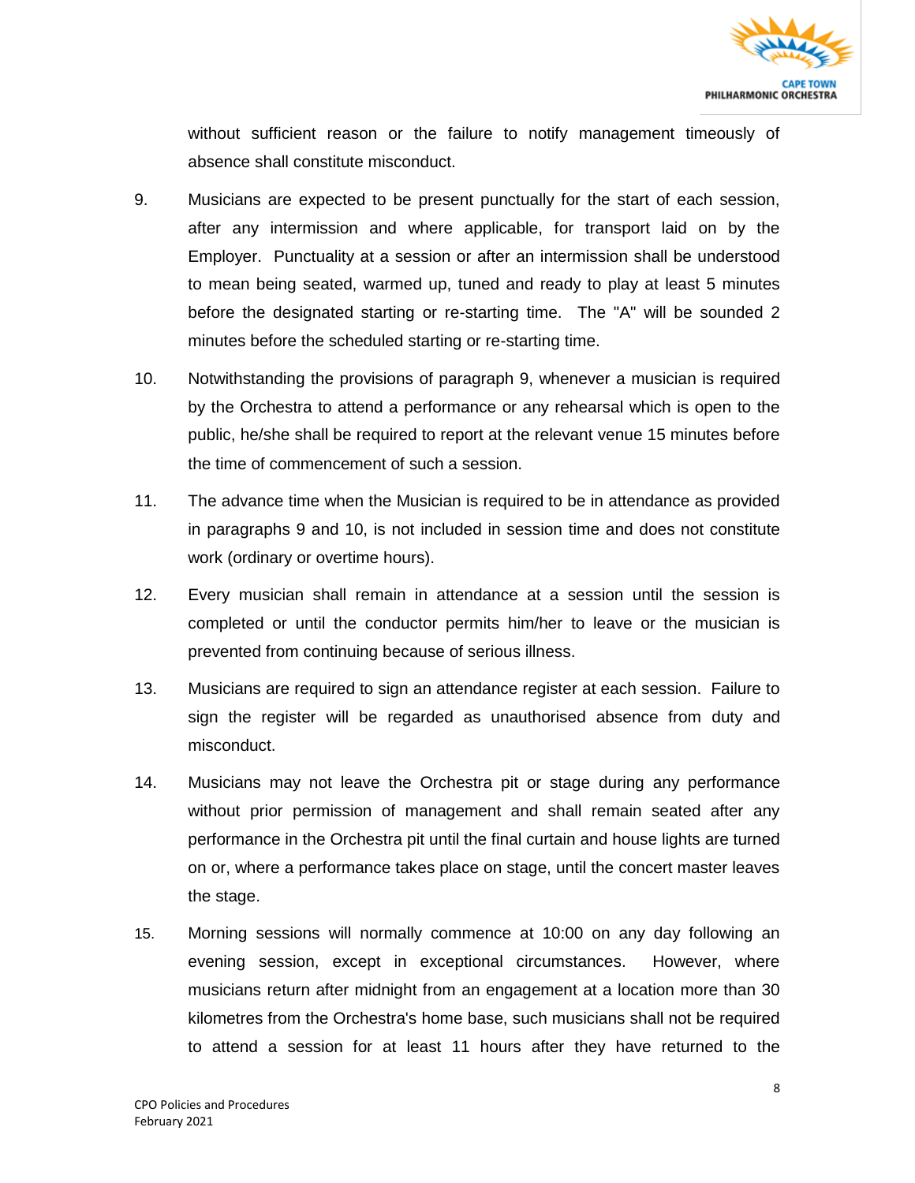without sufficient reason or the failure to notify management timeously of absence shall constitute misconduct.

9. Musicians are expected to be present punctually for the start of each session, after any intermission and where applicable, for transport laid on by the Employer. Punctuality at a session or after an intermission shall be understood to mean being seated, warmed up, tuned and ready to play at least 5 minutes before the designated starting or re-starting time. The "A" will be sounded 2 minutes before the scheduled starting or re-starting time.

10. Notwithstanding the provisions of paragraph 9, whenever a musician is required by the Orchestra to attend a performance or any rehearsal which is open to the public, he/she shall be required to report at the relevant venue 15 minutes before the time of commencement of such a session.

11. The advance time when the Musician is required to be in attendance as provided in paragraphs 9 and 10, is not included in session time and does not constitute work (ordinary or overtime hours).

12. Every musician shall remain in attendance at a session until the session is completed or until the conductor permits him/her to leave or the musician is prevented from continuing because of serious illness.

13. Musicians are required to sign an attendance register at each session. Failure to sign the register will be regarded as unauthorised absence from duty and misconduct.

14. Musicians may not leave the Orchestra pit or stage during any performance without prior permission of management and shall remain seated after any performance in the Orchestra pit until the final curtain and house lights are turned on or, where a performance takes place on stage, until the concert master leaves the stage.

15. Morning sessions will normally commence at 10:00 on any day following an evening session, except in exceptional circumstances. However, where musicians return after midnight from an engagement at a location more than 30 kilometres from the Orchestra's home base, such musicians shall not be required to attend a session for at least 11 hours after they have returned to the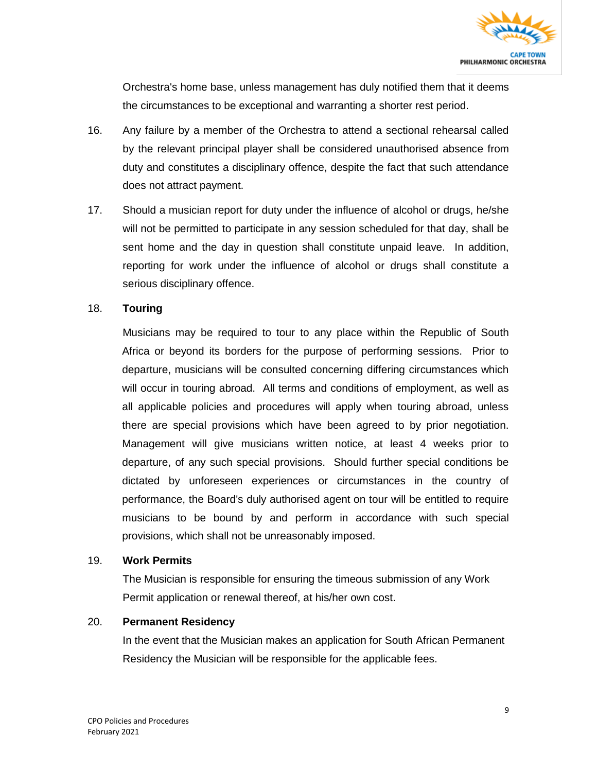Orchestra's home base, unless management has duly notified them that it deems the circumstances to be exceptional and warranting a shorter rest period.

16. Any failure by a member of the Orchestra to attend a sectional rehearsal called by the relevant principal player shall be considered unauthorised absence from duty and constitutes a disciplinary offence, despite the fact that such attendance does not attract payment.

17. Should a musician report for duty under the influence of alcohol or drugs, he/she will not be permitted to participate in any session scheduled for that day, shall be sent home and the day in question shall constitute unpaid leave. In addition, reporting for work under the influence of alcohol or drugs shall constitute a serious disciplinary offence.

18. **Touring**

Musicians may be required to tour to any place within the Republic of South Africa or beyond its borders for the purpose of performing sessions. Prior to departure, musicians will be consulted concerning differing circumstances which will occur in touring abroad. All terms and conditions of employment, as well as all applicable policies and procedures will apply when touring abroad, unless there are special provisions which have been agreed to by prior negotiation. Management will give musicians written notice, at least 4 weeks prior to departure, of any such special provisions. Should further special conditions be dictated by unforeseen experiences or circumstances in the country of performance, the Board's duly authorised agent on tour will be entitled to require musicians to be bound by and perform in accordance with such special provisions, which shall not be unreasonably imposed.

19. **Work Permits**

The Musician is responsible for ensuring the timeous submission of any Work Permit application or renewal thereof, at his/her own cost.

20. **Permanent Residency**

In the event that the Musician makes an application for South African Permanent Residency the Musician will be responsible for the applicable fees.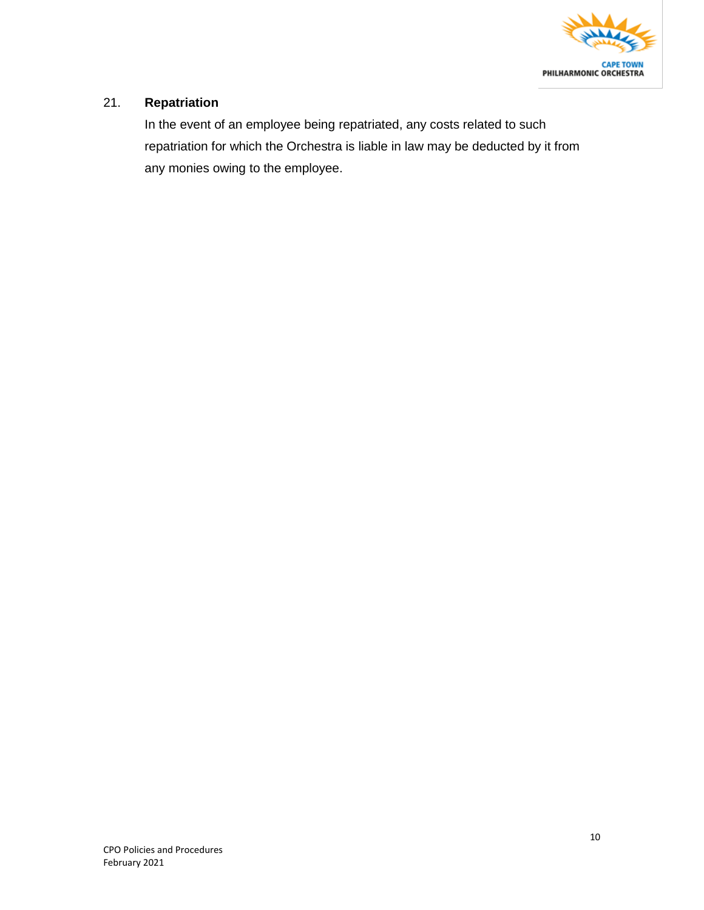## 21. Repatriation

In the event of an employee being repatriated, any costs related to such repatriation for which the Orchestra is liable in law may be deducted by it from any monies owing to the employee.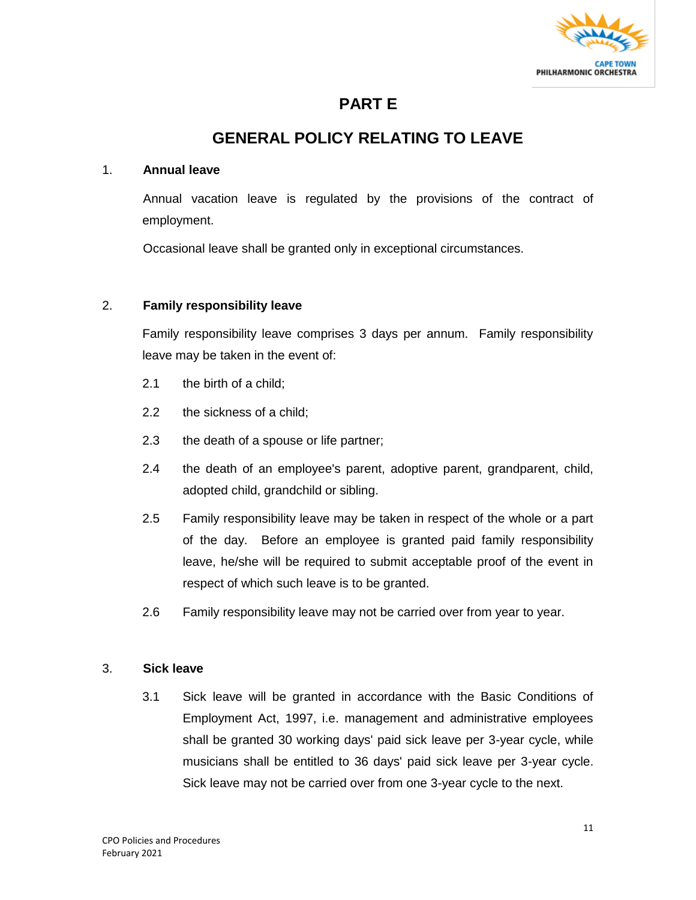# PART E

## GENERAL POLICY RELATING TO LEAVE

1. **Annual leave**

   Annual vacation leave is regulated by the provisions of the contract of employment.

   Occasional leave shall be granted only in exceptional circumstances.

2. **Family responsibility leave**

   Family responsibility leave comprises 3 days per annum. Family responsibility leave may be taken in the event of:

   2.1 the birth of a child;

   2.2 the sickness of a child;

   2.3 the death of a spouse or life partner;

   2.4 the death of an employee's parent, adoptive parent, grandparent, child, adopted child, grandchild or sibling.

   2.5 Family responsibility leave may be taken in respect of the whole or a part of the day. Before an employee is granted paid family responsibility leave, he/she will be required to submit acceptable proof of the event in respect of which such leave is to be granted.

   2.6 Family responsibility leave may not be carried over from year to year.

3. **Sick leave**

   3.1 Sick leave will be granted in accordance with the Basic Conditions of Employment Act, 1997, i.e. management and administrative employees shall be granted 30 working days' paid sick leave per 3-year cycle, while musicians shall be entitled to 36 days' paid sick leave per 3-year cycle. Sick leave may not be carried over from one 3-year cycle to the next.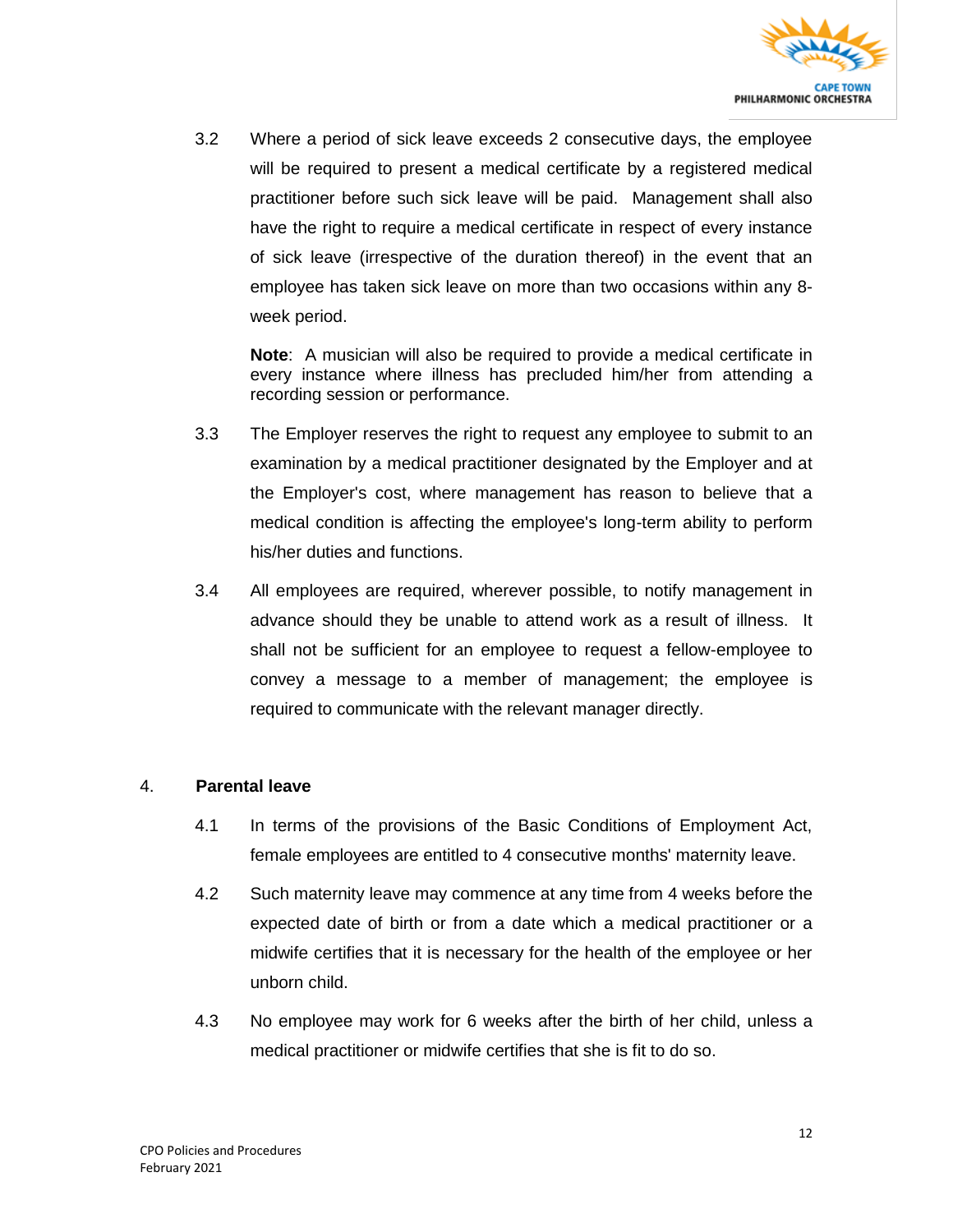3.2 Where a period of sick leave exceeds 2 consecutive days, the employee will be required to present a medical certificate by a registered medical practitioner before such sick leave will be paid. Management shall also have the right to require a medical certificate in respect of every instance of sick leave (irrespective of the duration thereof) in the event that an employee has taken sick leave on more than two occasions within any 8-week period.

**Note**: A musician will also be required to provide a medical certificate in every instance where illness has precluded him/her from attending a recording session or performance.

3.3 The Employer reserves the right to request any employee to submit to an examination by a medical practitioner designated by the Employer and at the Employer's cost, where management has reason to believe that a medical condition is affecting the employee's long-term ability to perform his/her duties and functions.

3.4 All employees are required, wherever possible, to notify management in advance should they be unable to attend work as a result of illness. It shall not be sufficient for an employee to request a fellow-employee to convey a message to a member of management; the employee is required to communicate with the relevant manager directly.

## 4. Parental leave

4.1 In terms of the provisions of the Basic Conditions of Employment Act, female employees are entitled to 4 consecutive months' maternity leave.

4.2 Such maternity leave may commence at any time from 4 weeks before the expected date of birth or from a date which a medical practitioner or a midwife certifies that it is necessary for the health of the employee or her unborn child.

4.3 No employee may work for 6 weeks after the birth of her child, unless a medical practitioner or midwife certifies that she is fit to do so.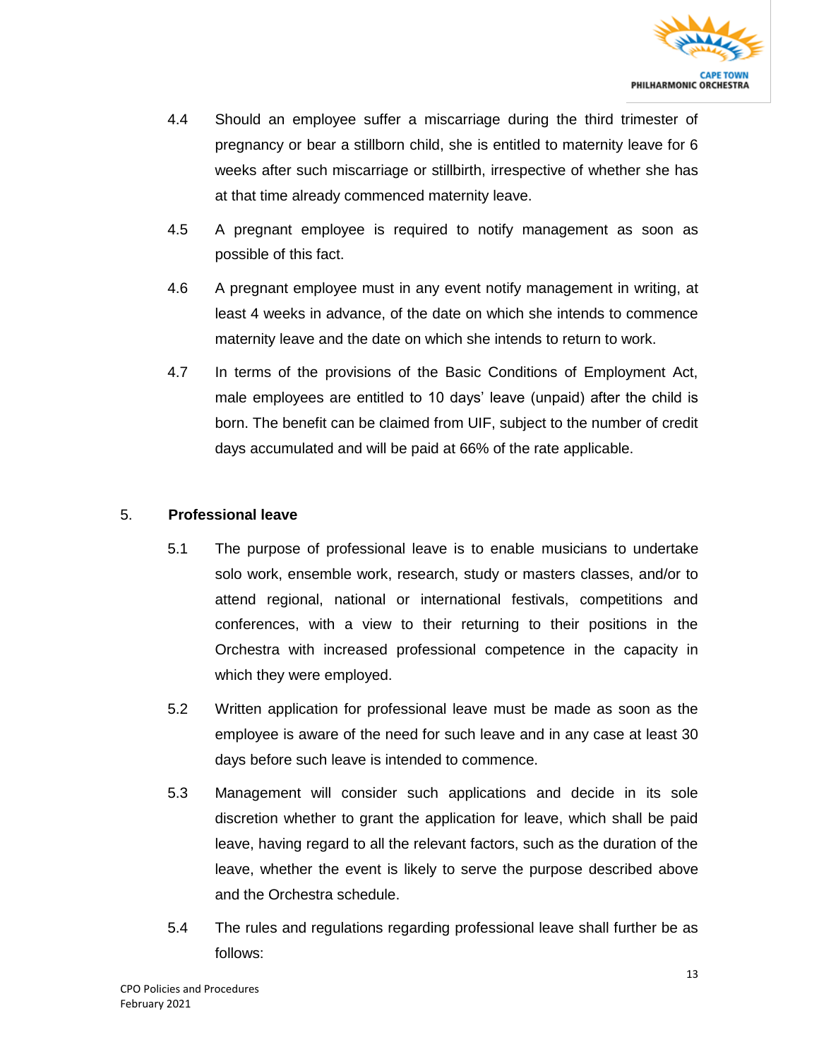4.4 Should an employee suffer a miscarriage during the third trimester of pregnancy or bear a stillborn child, she is entitled to maternity leave for 6 weeks after such miscarriage or stillbirth, irrespective of whether she has at that time already commenced maternity leave.

4.5 A pregnant employee is required to notify management as soon as possible of this fact.

4.6 A pregnant employee must in any event notify management in writing, at least 4 weeks in advance, of the date on which she intends to commence maternity leave and the date on which she intends to return to work.

4.7 In terms of the provisions of the Basic Conditions of Employment Act, male employees are entitled to 10 days' leave (unpaid) after the child is born. The benefit can be claimed from UIF, subject to the number of credit days accumulated and will be paid at 66% of the rate applicable.

## 5. Professional leave

5.1 The purpose of professional leave is to enable musicians to undertake solo work, ensemble work, research, study or masters classes, and/or to attend regional, national or international festivals, competitions and conferences, with a view to their returning to their positions in the Orchestra with increased professional competence in the capacity in which they were employed.

5.2 Written application for professional leave must be made as soon as the employee is aware of the need for such leave and in any case at least 30 days before such leave is intended to commence.

5.3 Management will consider such applications and decide in its sole discretion whether to grant the application for leave, which shall be paid leave, having regard to all the relevant factors, such as the duration of the leave, whether the event is likely to serve the purpose described above and the Orchestra schedule.

5.4 The rules and regulations regarding professional leave shall further be as follows: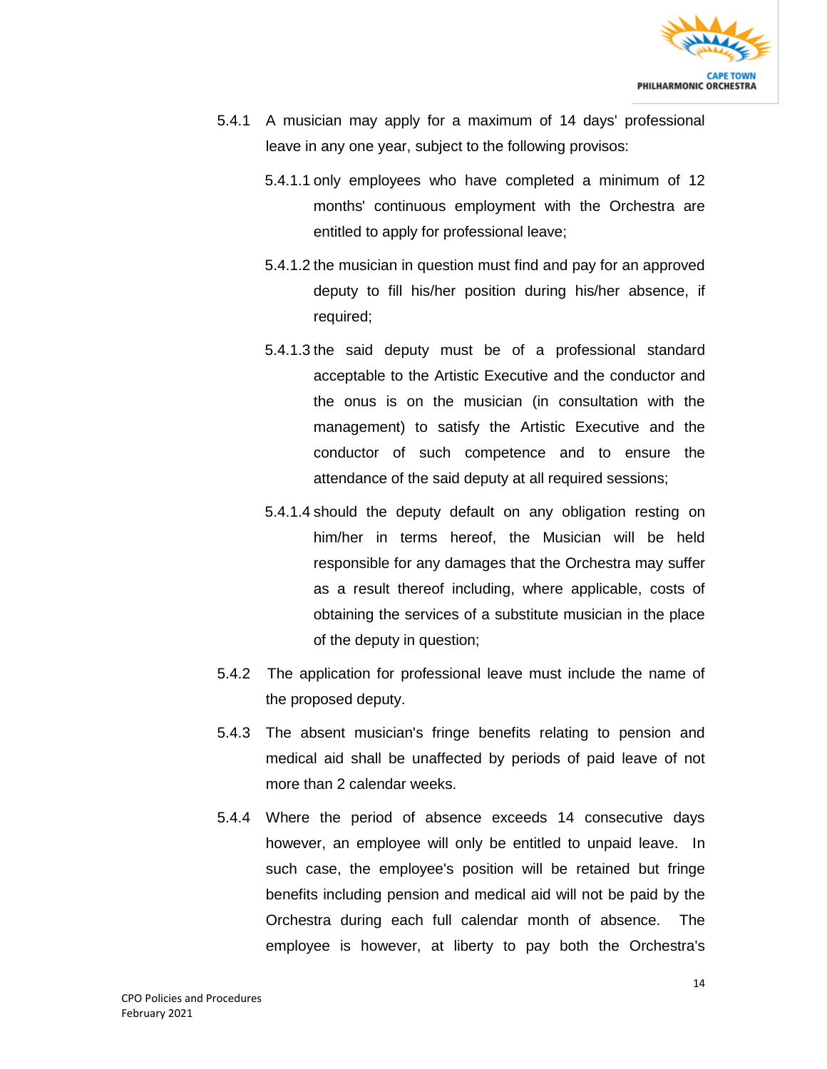5.4.1 A musician may apply for a maximum of 14 days' professional leave in any one year, subject to the following provisos:

5.4.1.1 only employees who have completed a minimum of 12 months' continuous employment with the Orchestra are entitled to apply for professional leave;

5.4.1.2 the musician in question must find and pay for an approved deputy to fill his/her position during his/her absence, if required;

5.4.1.3 the said deputy must be of a professional standard acceptable to the Artistic Executive and the conductor and the onus is on the musician (in consultation with the management) to satisfy the Artistic Executive and the conductor of such competence and to ensure the attendance of the said deputy at all required sessions;

5.4.1.4 should the deputy default on any obligation resting on him/her in terms hereof, the Musician will be held responsible for any damages that the Orchestra may suffer as a result thereof including, where applicable, costs of obtaining the services of a substitute musician in the place of the deputy in question;

5.4.2 The application for professional leave must include the name of the proposed deputy.

5.4.3 The absent musician's fringe benefits relating to pension and medical aid shall be unaffected by periods of paid leave of not more than 2 calendar weeks.

5.4.4 Where the period of absence exceeds 14 consecutive days however, an employee will only be entitled to unpaid leave. In such case, the employee's position will be retained but fringe benefits including pension and medical aid will not be paid by the Orchestra during each full calendar month of absence. The employee is however, at liberty to pay both the Orchestra's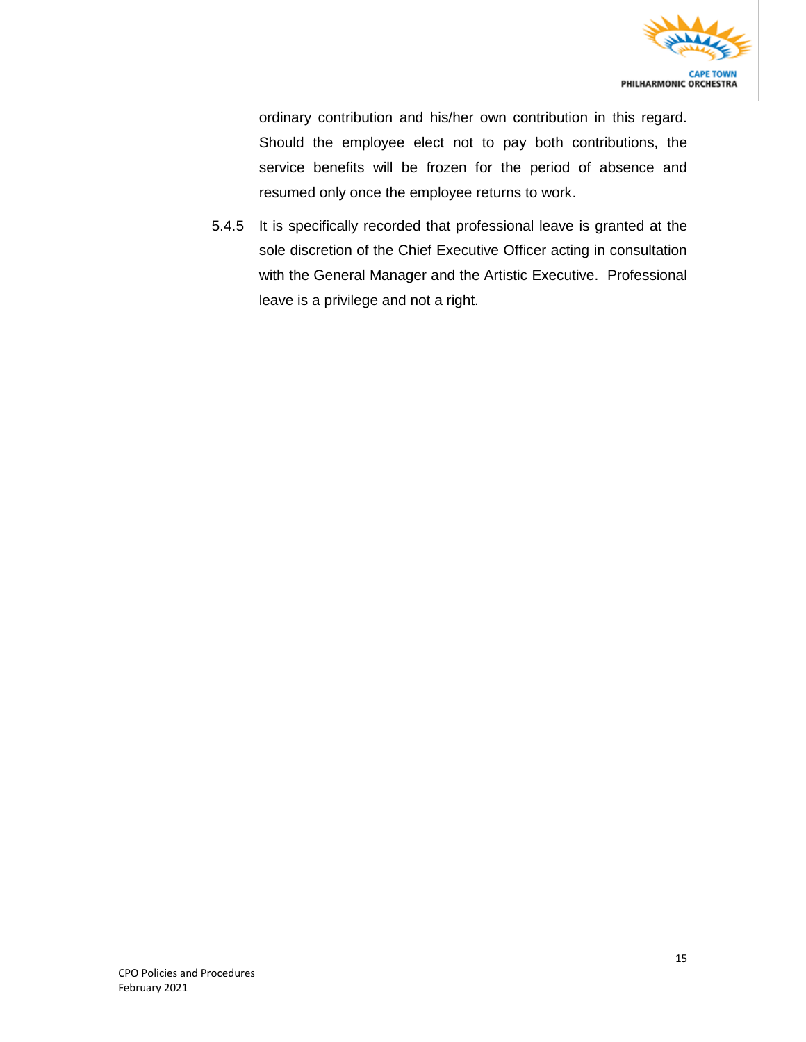ordinary contribution and his/her own contribution in this regard. Should the employee elect not to pay both contributions, the service benefits will be frozen for the period of absence and resumed only once the employee returns to work.

5.4.5 It is specifically recorded that professional leave is granted at the sole discretion of the Chief Executive Officer acting in consultation with the General Manager and the Artistic Executive. Professional leave is a privilege and not a right.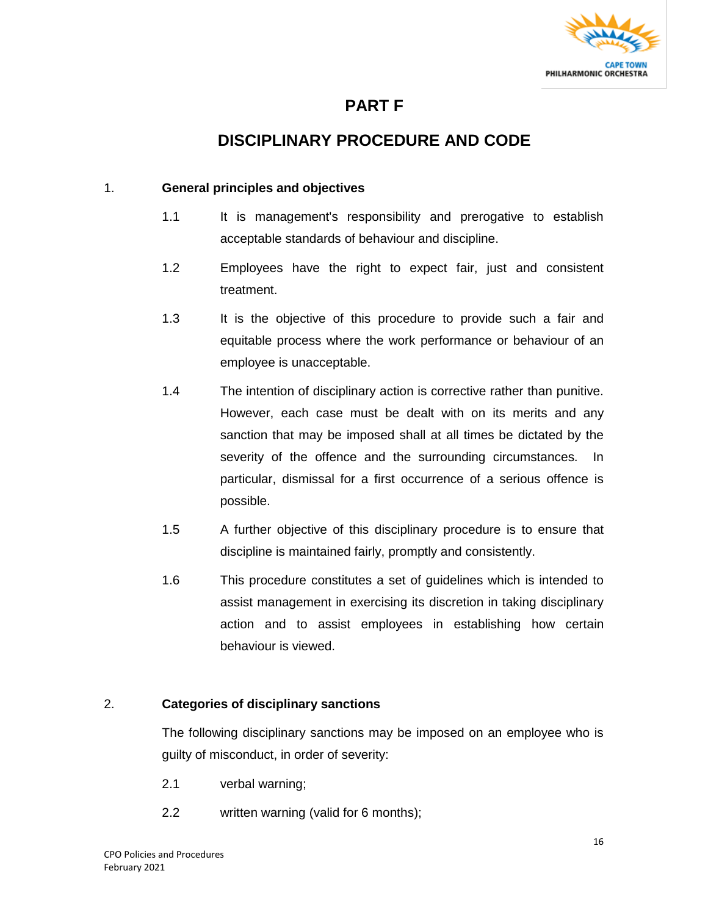# PART F

## DISCIPLINARY PROCEDURE AND CODE

1. **General principles and objectives**

   1.1 It is management's responsibility and prerogative to establish acceptable standards of behaviour and discipline.

   1.2 Employees have the right to expect fair, just and consistent treatment.

   1.3 It is the objective of this procedure to provide such a fair and equitable process where the work performance or behaviour of an employee is unacceptable.

   1.4 The intention of disciplinary action is corrective rather than punitive. However, each case must be dealt with on its merits and any sanction that may be imposed shall at all times be dictated by the severity of the offence and the surrounding circumstances. In particular, dismissal for a first occurrence of a serious offence is possible.

   1.5 A further objective of this disciplinary procedure is to ensure that discipline is maintained fairly, promptly and consistently.

   1.6 This procedure constitutes a set of guidelines which is intended to assist management in exercising its discretion in taking disciplinary action and to assist employees in establishing how certain behaviour is viewed.

2. **Categories of disciplinary sanctions**

   The following disciplinary sanctions may be imposed on an employee who is guilty of misconduct, in order of severity:

   2.1 verbal warning;

   2.2 written warning (valid for 6 months);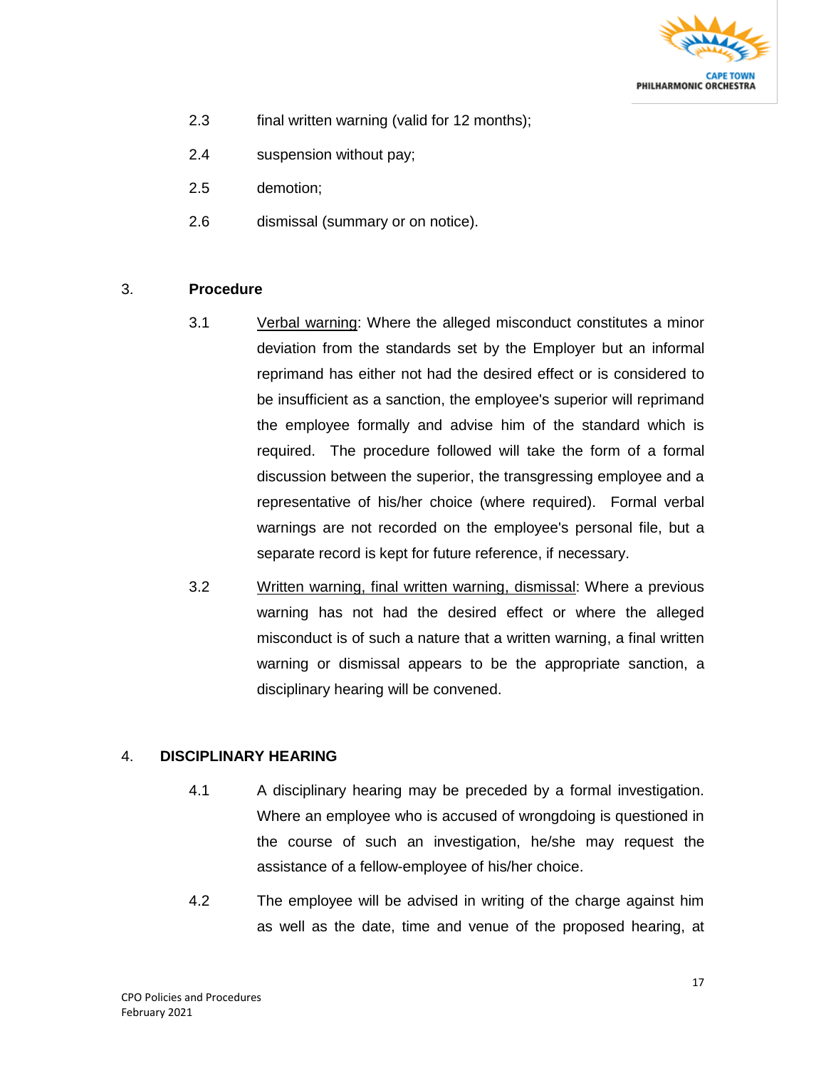2.3 final written warning (valid for 12 months);

2.4 suspension without pay;

2.5 demotion;

2.6 dismissal (summary or on notice).

3. **Procedure**

3.1 Verbal warning: Where the alleged misconduct constitutes a minor deviation from the standards set by the Employer but an informal reprimand has either not had the desired effect or is considered to be insufficient as a sanction, the employee's superior will reprimand the employee formally and advise him of the standard which is required. The procedure followed will take the form of a formal discussion between the superior, the transgressing employee and a representative of his/her choice (where required). Formal verbal warnings are not recorded on the employee's personal file, but a separate record is kept for future reference, if necessary.

3.2 Written warning, final written warning, dismissal: Where a previous warning has not had the desired effect or where the alleged misconduct is of such a nature that a written warning, a final written warning or dismissal appears to be the appropriate sanction, a disciplinary hearing will be convened.

4. **DISCIPLINARY HEARING**

4.1 A disciplinary hearing may be preceded by a formal investigation. Where an employee who is accused of wrongdoing is questioned in the course of such an investigation, he/she may request the assistance of a fellow-employee of his/her choice.

4.2 The employee will be advised in writing of the charge against him as well as the date, time and venue of the proposed hearing, at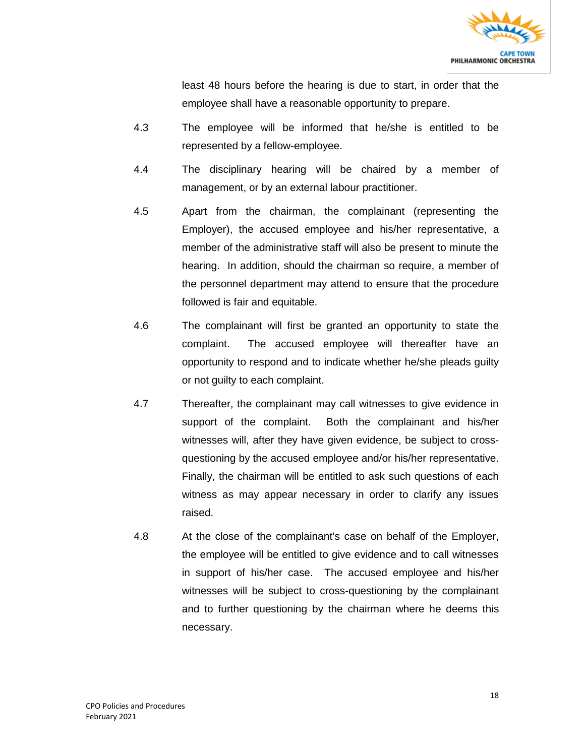least 48 hours before the hearing is due to start, in order that the employee shall have a reasonable opportunity to prepare.

4.3 The employee will be informed that he/she is entitled to be represented by a fellow-employee.

4.4 The disciplinary hearing will be chaired by a member of management, or by an external labour practitioner.

4.5 Apart from the chairman, the complainant (representing the Employer), the accused employee and his/her representative, a member of the administrative staff will also be present to minute the hearing. In addition, should the chairman so require, a member of the personnel department may attend to ensure that the procedure followed is fair and equitable.

4.6 The complainant will first be granted an opportunity to state the complaint. The accused employee will thereafter have an opportunity to respond and to indicate whether he/she pleads guilty or not guilty to each complaint.

4.7 Thereafter, the complainant may call witnesses to give evidence in support of the complaint. Both the complainant and his/her witnesses will, after they have given evidence, be subject to cross-questioning by the accused employee and/or his/her representative. Finally, the chairman will be entitled to ask such questions of each witness as may appear necessary in order to clarify any issues raised.

4.8 At the close of the complainant's case on behalf of the Employer, the employee will be entitled to give evidence and to call witnesses in support of his/her case. The accused employee and his/her witnesses will be subject to cross-questioning by the complainant and to further questioning by the chairman where he deems this necessary.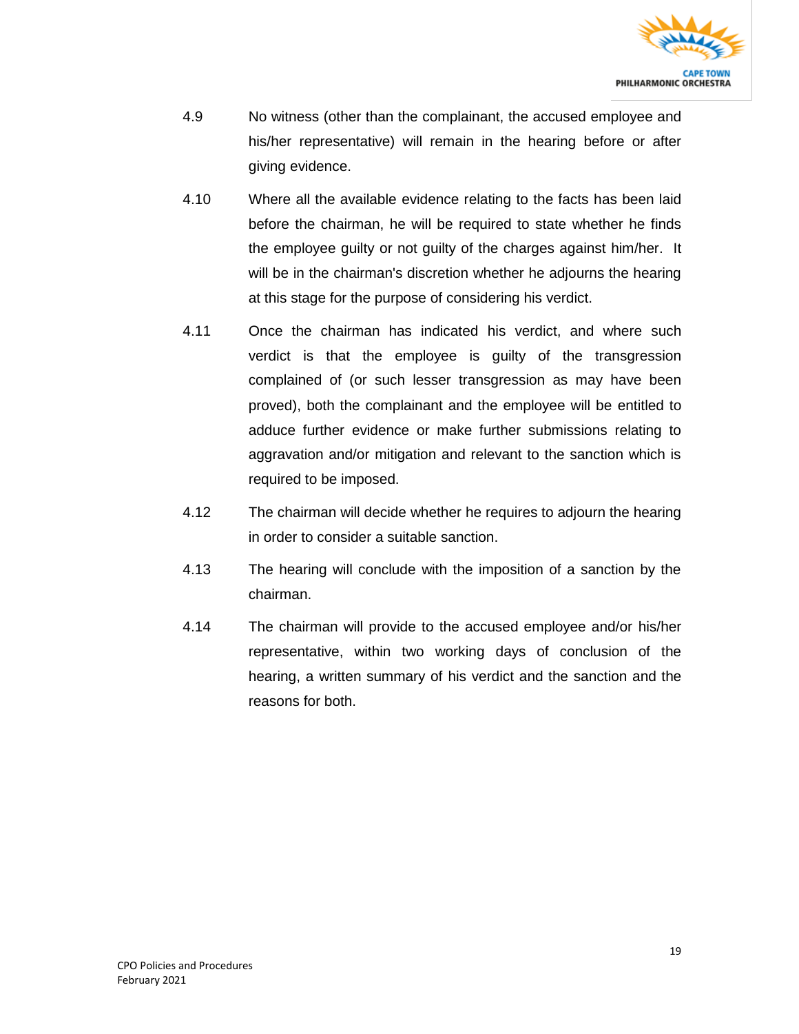4.9 No witness (other than the complainant, the accused employee and his/her representative) will remain in the hearing before or after giving evidence.

4.10 Where all the available evidence relating to the facts has been laid before the chairman, he will be required to state whether he finds the employee guilty or not guilty of the charges against him/her. It will be in the chairman's discretion whether he adjourns the hearing at this stage for the purpose of considering his verdict.

4.11 Once the chairman has indicated his verdict, and where such verdict is that the employee is guilty of the transgression complained of (or such lesser transgression as may have been proved), both the complainant and the employee will be entitled to adduce further evidence or make further submissions relating to aggravation and/or mitigation and relevant to the sanction which is required to be imposed.

4.12 The chairman will decide whether he requires to adjourn the hearing in order to consider a suitable sanction.

4.13 The hearing will conclude with the imposition of a sanction by the chairman.

4.14 The chairman will provide to the accused employee and/or his/her representative, within two working days of conclusion of the hearing, a written summary of his verdict and the sanction and the reasons for both.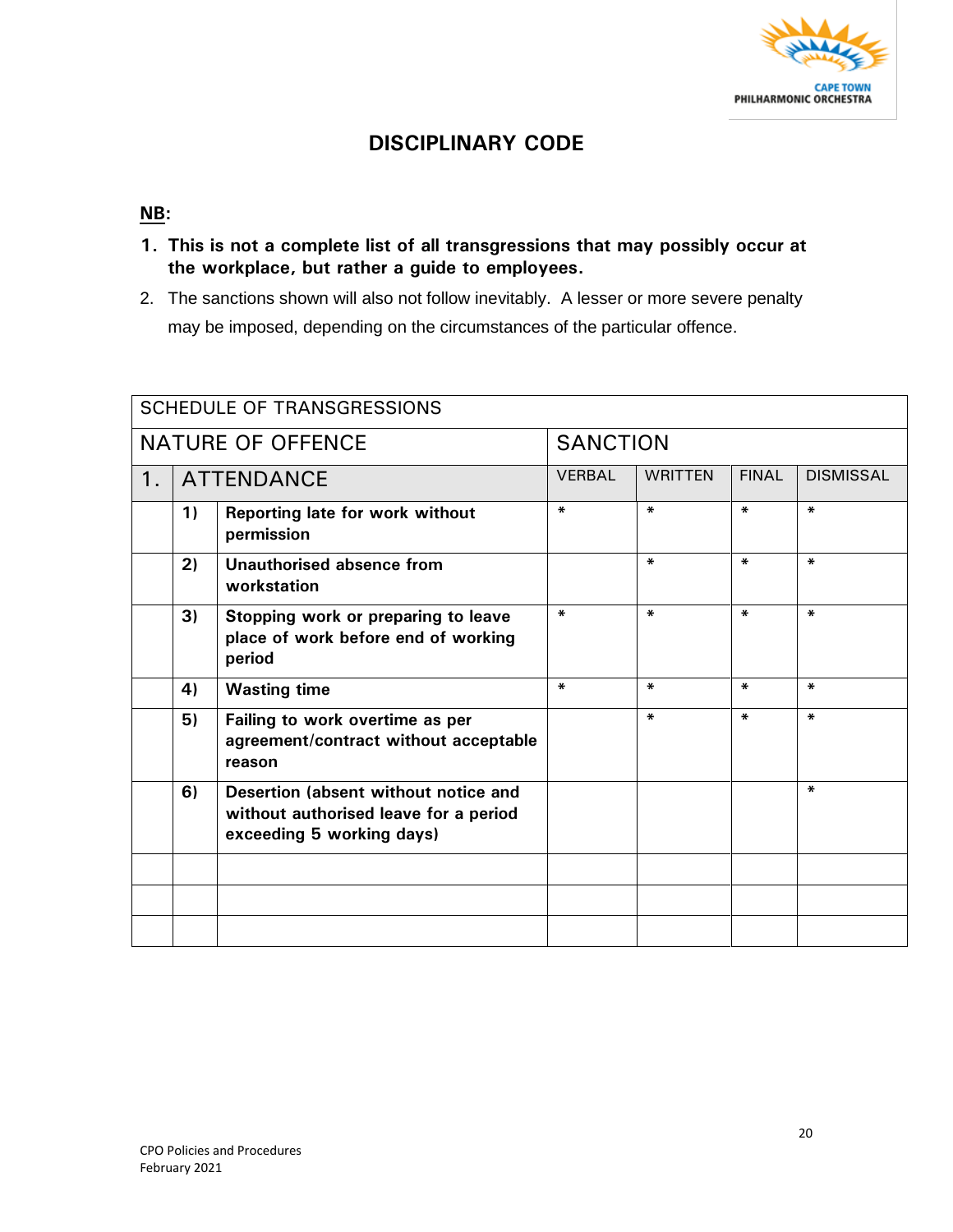# DISCIPLINARY CODE

**NB:**

1. **This is not a complete list of all transgressions that may possibly occur at the workplace, but rather a guide to employees.**
2. The sanctions shown will also not follow inevitably. A lesser or more severe penalty may be imposed, depending on the circumstances of the particular offence.

| SCHEDULE OF TRANSGRESSIONS | | | | | | |
|---|---|---|---|---|---|---|
| NATURE OF OFFENCE | | | SANCTION | | | |
| 1. | ATTENDANCE | | VERBAL | WRITTEN | FINAL | DISMISSAL |
| | **1)** | **Reporting late for work without permission** | * | * | * | * |
| | **2)** | **Unauthorised absence from workstation** | | * | * | * |
| | **3)** | **Stopping work or preparing to leave place of work before end of working period** | * | * | * | * |
| | **4)** | **Wasting time** | * | * | * | * |
| | **5)** | **Failing to work overtime as per agreement/contract without acceptable reason** | | * | * | * |
| | **6)** | **Desertion (absent without notice and without authorised leave for a period exceeding 5 working days)** | | | | * |
| | | | | | | |
| | | | | | | |
| | | | | | | |

CPO Policies and Procedures
February 2021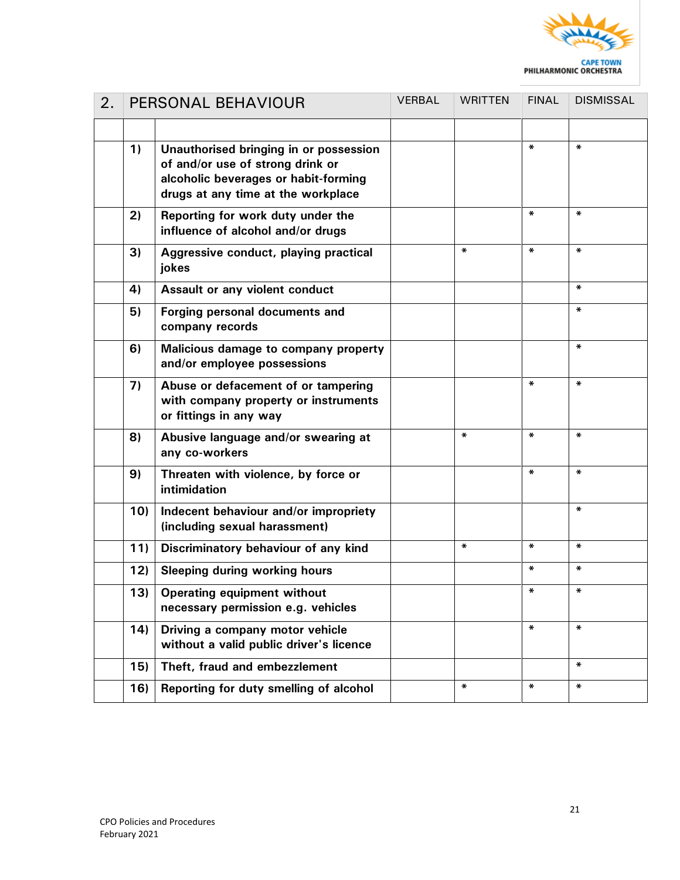| 2. | PERSONAL BEHAVIOUR | VERBAL | WRITTEN | FINAL | DISMISSAL |
|---|---|---|---|---|---|
| | | | | | |
| | **1)** | **Unauthorised bringing in or possession of and/or use of strong drink or alcoholic beverages or habit-forming drugs at any time at the workplace** | | | * | * |
| | **2)** | **Reporting for work duty under the influence of alcohol and/or drugs** | | | * | * |
| | **3)** | **Aggressive conduct, playing practical jokes** | | * | * | * |
| | **4)** | **Assault or any violent conduct** | | | | * |
| | **5)** | **Forging personal documents and company records** | | | | * |
| | **6)** | **Malicious damage to company property and/or employee possessions** | | | | * |
| | **7)** | **Abuse or defacement of or tampering with company property or instruments or fittings in any way** | | | * | * |
| | **8)** | **Abusive language and/or swearing at any co-workers** | | * | * | * |
| | **9)** | **Threaten with violence, by force or intimidation** | | | * | * |
| | **10)** | **Indecent behaviour and/or impropriety (including sexual harassment)** | | | | * |
| | **11)** | **Discriminatory behaviour of any kind** | | * | * | * |
| | **12)** | **Sleeping during working hours** | | | * | * |
| | **13)** | **Operating equipment without necessary permission e.g. vehicles** | | | * | * |
| | **14)** | **Driving a company motor vehicle without a valid public driver's licence** | | | * | * |
| | **15)** | **Theft, fraud and embezzlement** | | | | * |
| | **16)** | **Reporting for duty smelling of alcohol** | | * | * | * |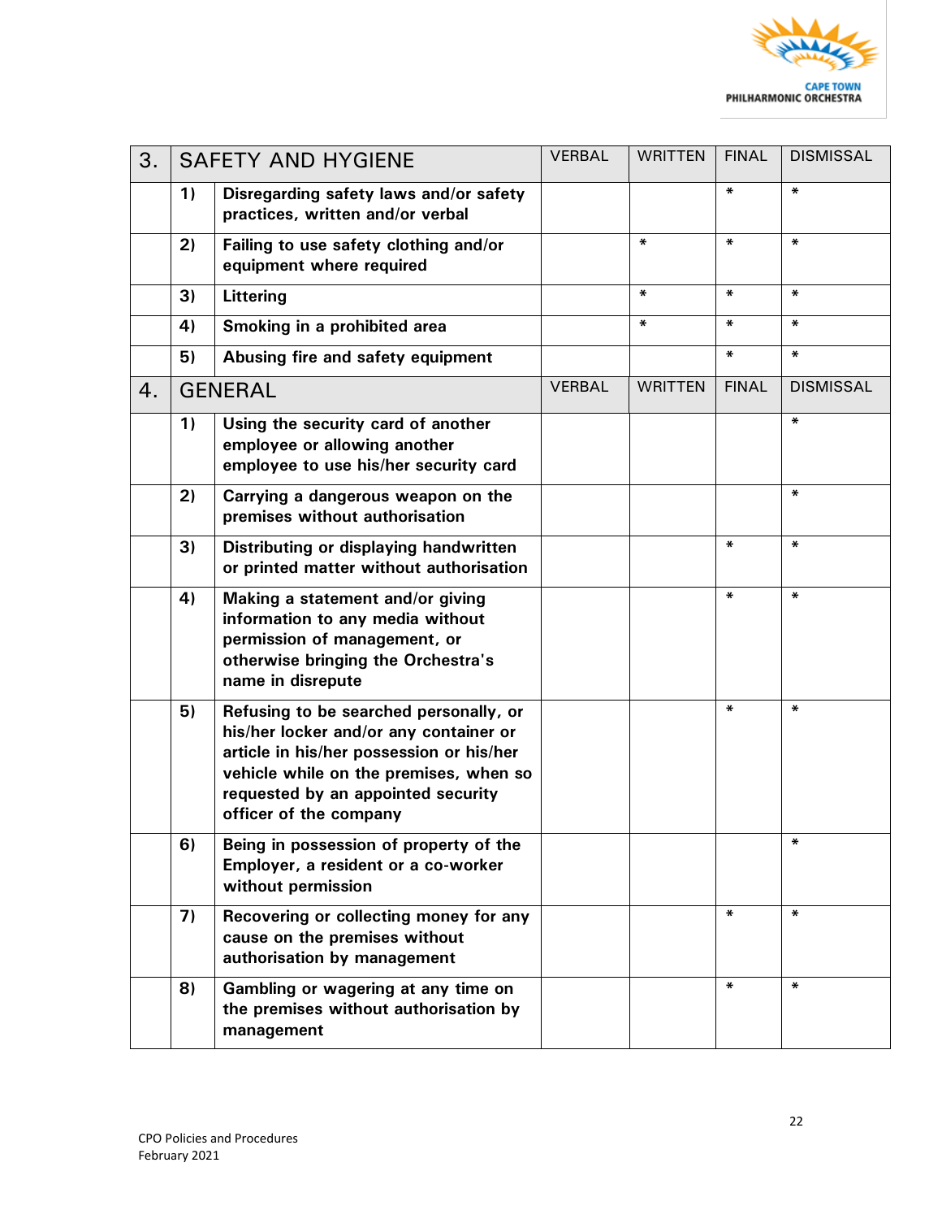| 3. | SAFETY AND HYGIENE | | VERBAL | WRITTEN | FINAL | DISMISSAL |
|---|---|---|---|---|---|---|
| | 1) | Disregarding safety laws and/or safety practices, written and/or verbal | | | * | * |
| | 2) | Failing to use safety clothing and/or equipment where required | | * | * | * |
| | 3) | Littering | | * | * | * |
| | 4) | Smoking in a prohibited area | | * | * | * |
| | 5) | Abusing fire and safety equipment | | | * | * |
| 4. | GENERAL | | VERBAL | WRITTEN | FINAL | DISMISSAL |
| | 1) | Using the security card of another employee or allowing another employee to use his/her security card | | | | * |
| | 2) | Carrying a dangerous weapon on the premises without authorisation | | | | * |
| | 3) | Distributing or displaying handwritten or printed matter without authorisation | | | * | * |
| | 4) | Making a statement and/or giving information to any media without permission of management, or otherwise bringing the Orchestra's name in disrepute | | | * | * |
| | 5) | Refusing to be searched personally, or his/her locker and/or any container or article in his/her possession or his/her vehicle while on the premises, when so requested by an appointed security officer of the company | | | * | * |
| | 6) | Being in possession of property of the Employer, a resident or a co-worker without permission | | | | * |
| | 7) | Recovering or collecting money for any cause on the premises without authorisation by management | | | * | * |
| | 8) | Gambling or wagering at any time on the premises without authorisation by management | | | * | * |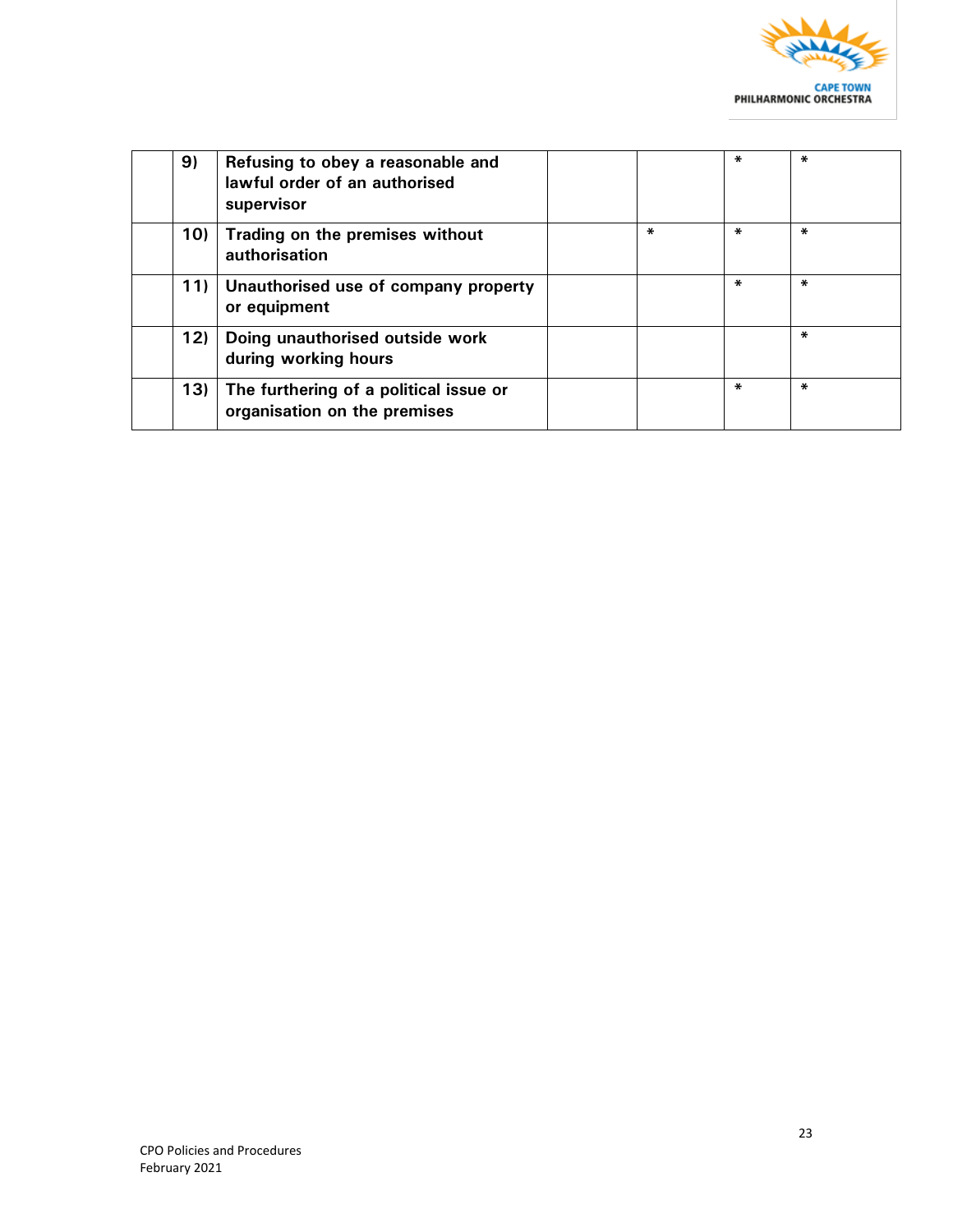| | | | | | | |
|---|---|---|---|---|---|---|
| | 9) | Refusing to obey a reasonable and lawful order of an authorised supervisor | | | * | * |
| | 10) | Trading on the premises without authorisation | | * | * | * |
| | 11) | Unauthorised use of company property or equipment | | | * | * |
| | 12) | Doing unauthorised outside work during working hours | | | | * |
| | 13) | The furthering of a political issue or organisation on the premises | | | * | * |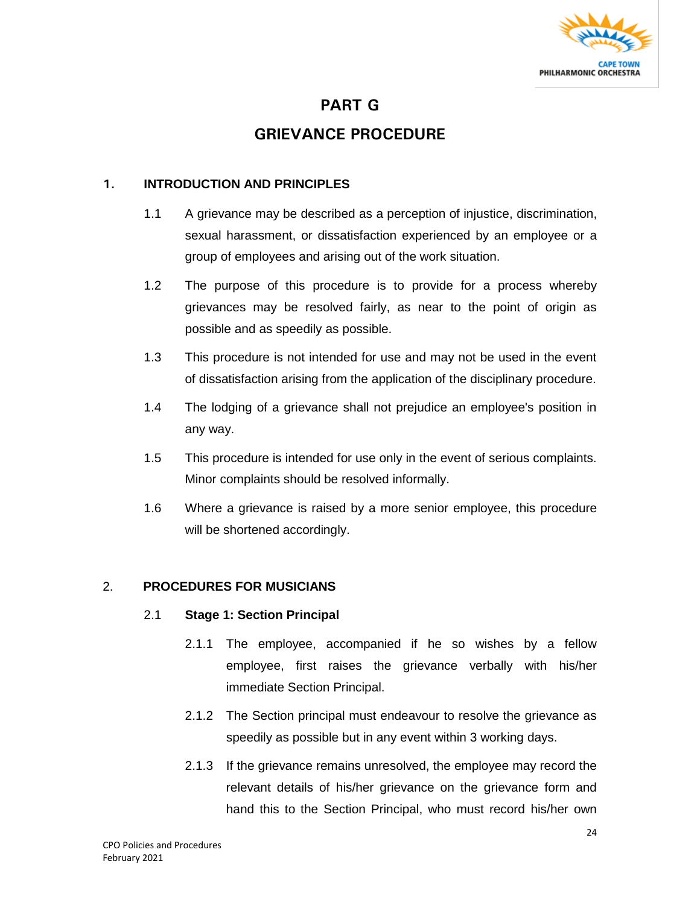# PART G

# GRIEVANCE PROCEDURE

## 1. INTRODUCTION AND PRINCIPLES

1.1 A grievance may be described as a perception of injustice, discrimination, sexual harassment, or dissatisfaction experienced by an employee or a group of employees and arising out of the work situation.

1.2 The purpose of this procedure is to provide for a process whereby grievances may be resolved fairly, as near to the point of origin as possible and as speedily as possible.

1.3 This procedure is not intended for use and may not be used in the event of dissatisfaction arising from the application of the disciplinary procedure.

1.4 The lodging of a grievance shall not prejudice an employee's position in any way.

1.5 This procedure is intended for use only in the event of serious complaints. Minor complaints should be resolved informally.

1.6 Where a grievance is raised by a more senior employee, this procedure will be shortened accordingly.

## 2. PROCEDURES FOR MUSICIANS

### 2.1 Stage 1: Section Principal

2.1.1 The employee, accompanied if he so wishes by a fellow employee, first raises the grievance verbally with his/her immediate Section Principal.

2.1.2 The Section principal must endeavour to resolve the grievance as speedily as possible but in any event within 3 working days.

2.1.3 If the grievance remains unresolved, the employee may record the relevant details of his/her grievance on the grievance form and hand this to the Section Principal, who must record his/her own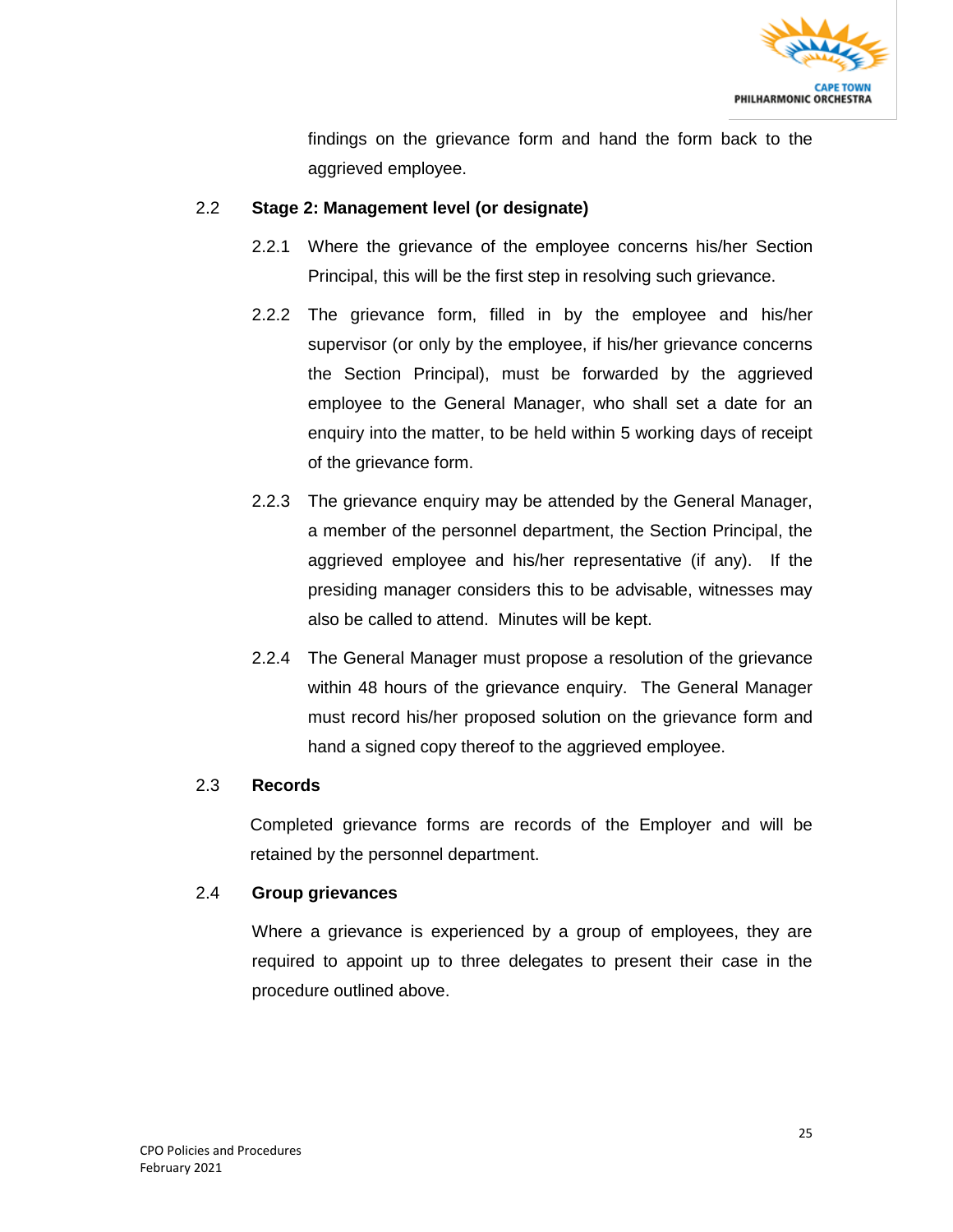findings on the grievance form and hand the form back to the aggrieved employee.

### 2.2 Stage 2: Management level (or designate)

2.2.1 Where the grievance of the employee concerns his/her Section Principal, this will be the first step in resolving such grievance.

2.2.2 The grievance form, filled in by the employee and his/her supervisor (or only by the employee, if his/her grievance concerns the Section Principal), must be forwarded by the aggrieved employee to the General Manager, who shall set a date for an enquiry into the matter, to be held within 5 working days of receipt of the grievance form.

2.2.3 The grievance enquiry may be attended by the General Manager, a member of the personnel department, the Section Principal, the aggrieved employee and his/her representative (if any). If the presiding manager considers this to be advisable, witnesses may also be called to attend. Minutes will be kept.

2.2.4 The General Manager must propose a resolution of the grievance within 48 hours of the grievance enquiry. The General Manager must record his/her proposed solution on the grievance form and hand a signed copy thereof to the aggrieved employee.

### 2.3 Records

Completed grievance forms are records of the Employer and will be retained by the personnel department.

### 2.4 Group grievances

Where a grievance is experienced by a group of employees, they are required to appoint up to three delegates to present their case in the procedure outlined above.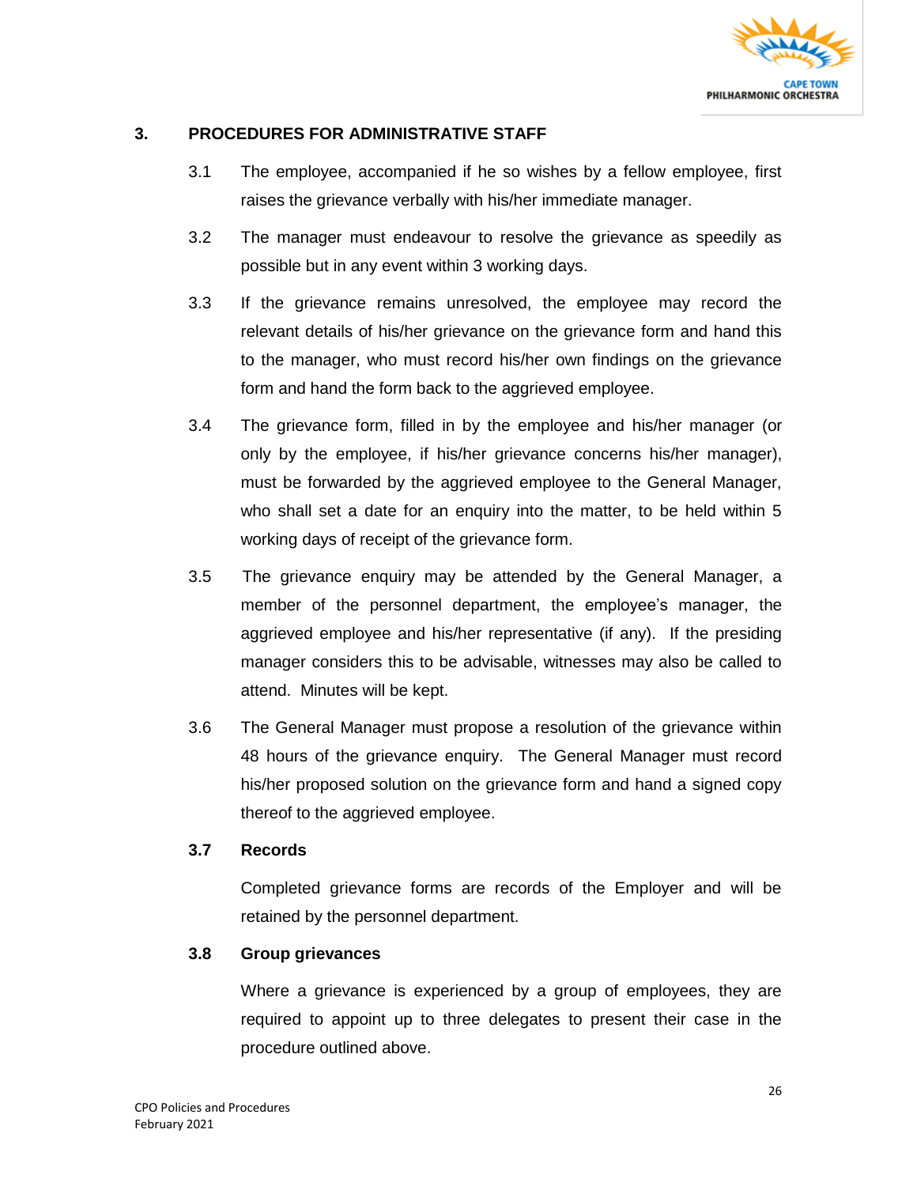## 3. PROCEDURES FOR ADMINISTRATIVE STAFF

3.1 The employee, accompanied if he so wishes by a fellow employee, first raises the grievance verbally with his/her immediate manager.

3.2 The manager must endeavour to resolve the grievance as speedily as possible but in any event within 3 working days.

3.3 If the grievance remains unresolved, the employee may record the relevant details of his/her grievance on the grievance form and hand this to the manager, who must record his/her own findings on the grievance form and hand the form back to the aggrieved employee.

3.4 The grievance form, filled in by the employee and his/her manager (or only by the employee, if his/her grievance concerns his/her manager), must be forwarded by the aggrieved employee to the General Manager, who shall set a date for an enquiry into the matter, to be held within 5 working days of receipt of the grievance form.

3.5 The grievance enquiry may be attended by the General Manager, a member of the personnel department, the employee's manager, the aggrieved employee and his/her representative (if any). If the presiding manager considers this to be advisable, witnesses may also be called to attend. Minutes will be kept.

3.6 The General Manager must propose a resolution of the grievance within 48 hours of the grievance enquiry. The General Manager must record his/her proposed solution on the grievance form and hand a signed copy thereof to the aggrieved employee.

### 3.7 Records

Completed grievance forms are records of the Employer and will be retained by the personnel department.

### 3.8 Group grievances

Where a grievance is experienced by a group of employees, they are required to appoint up to three delegates to present their case in the procedure outlined above.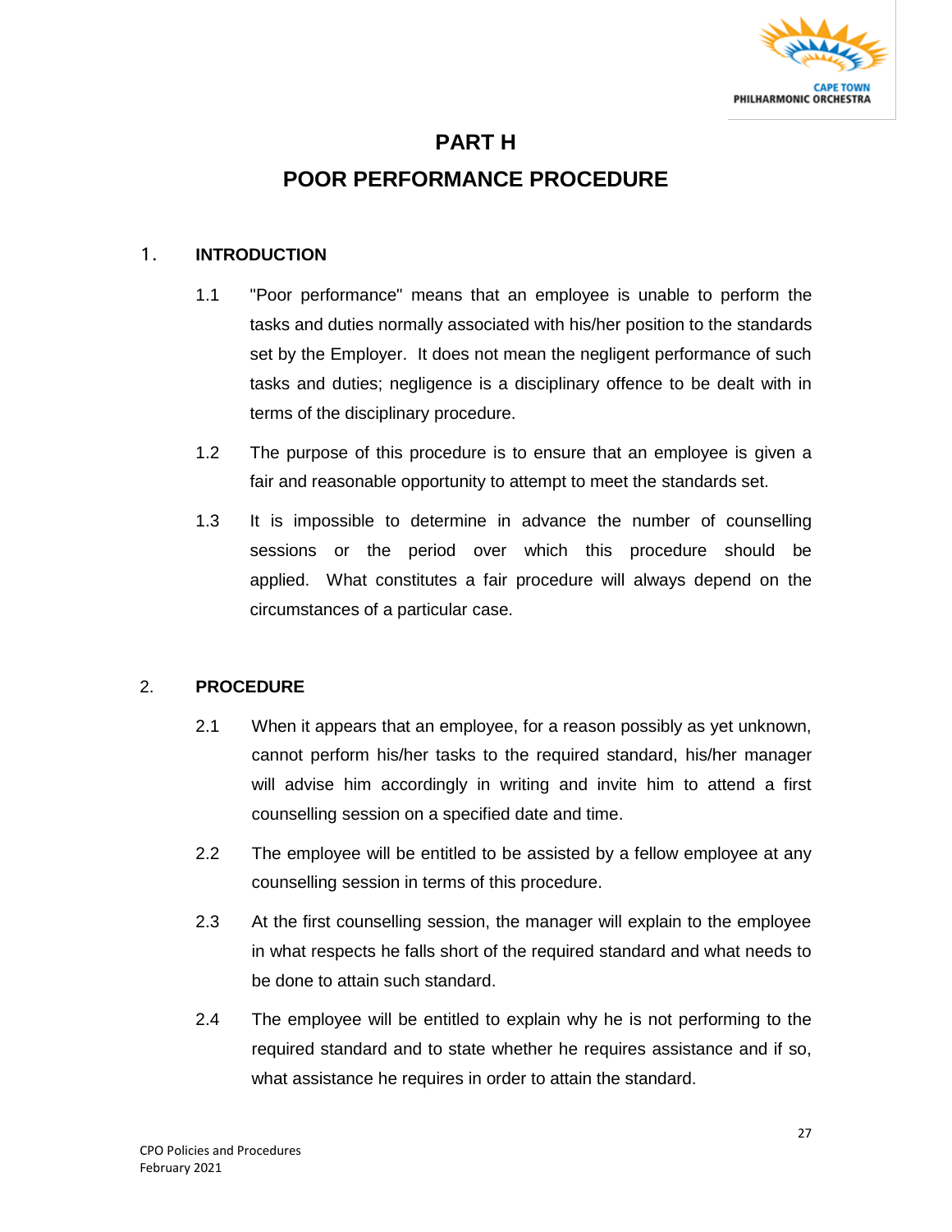# PART H

# POOR PERFORMANCE PROCEDURE

## 1. INTRODUCTION

1.1 "Poor performance" means that an employee is unable to perform the tasks and duties normally associated with his/her position to the standards set by the Employer. It does not mean the negligent performance of such tasks and duties; negligence is a disciplinary offence to be dealt with in terms of the disciplinary procedure.

1.2 The purpose of this procedure is to ensure that an employee is given a fair and reasonable opportunity to attempt to meet the standards set.

1.3 It is impossible to determine in advance the number of counselling sessions or the period over which this procedure should be applied. What constitutes a fair procedure will always depend on the circumstances of a particular case.

## 2. PROCEDURE

2.1 When it appears that an employee, for a reason possibly as yet unknown, cannot perform his/her tasks to the required standard, his/her manager will advise him accordingly in writing and invite him to attend a first counselling session on a specified date and time.

2.2 The employee will be entitled to be assisted by a fellow employee at any counselling session in terms of this procedure.

2.3 At the first counselling session, the manager will explain to the employee in what respects he falls short of the required standard and what needs to be done to attain such standard.

2.4 The employee will be entitled to explain why he is not performing to the required standard and to state whether he requires assistance and if so, what assistance he requires in order to attain the standard.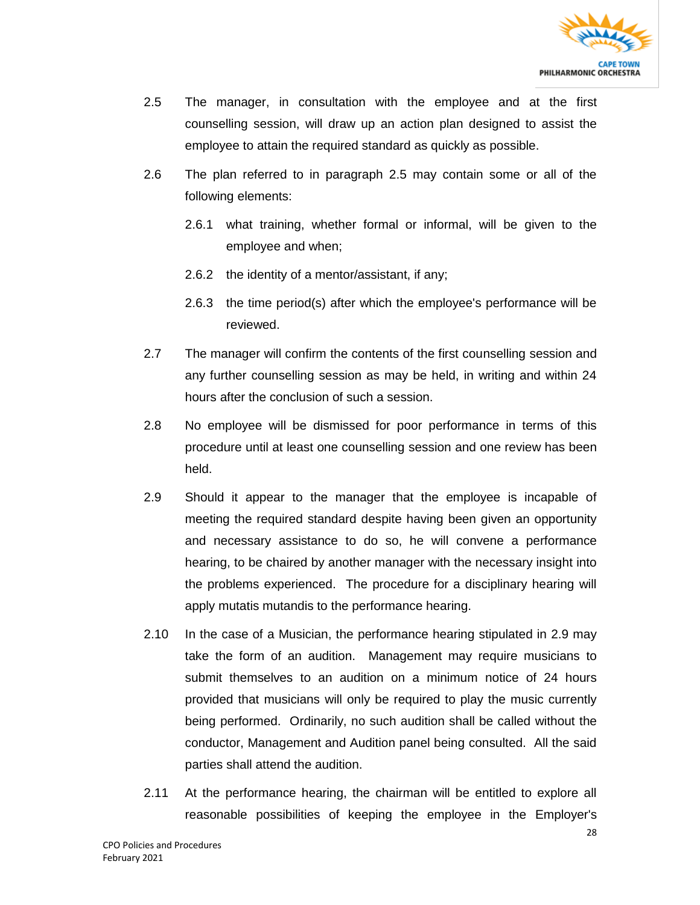2.5 The manager, in consultation with the employee and at the first counselling session, will draw up an action plan designed to assist the employee to attain the required standard as quickly as possible.

2.6 The plan referred to in paragraph 2.5 may contain some or all of the following elements:

  2.6.1 what training, whether formal or informal, will be given to the employee and when;

  2.6.2 the identity of a mentor/assistant, if any;

  2.6.3 the time period(s) after which the employee's performance will be reviewed.

2.7 The manager will confirm the contents of the first counselling session and any further counselling session as may be held, in writing and within 24 hours after the conclusion of such a session.

2.8 No employee will be dismissed for poor performance in terms of this procedure until at least one counselling session and one review has been held.

2.9 Should it appear to the manager that the employee is incapable of meeting the required standard despite having been given an opportunity and necessary assistance to do so, he will convene a performance hearing, to be chaired by another manager with the necessary insight into the problems experienced. The procedure for a disciplinary hearing will apply mutatis mutandis to the performance hearing.

2.10 In the case of a Musician, the performance hearing stipulated in 2.9 may take the form of an audition. Management may require musicians to submit themselves to an audition on a minimum notice of 24 hours provided that musicians will only be required to play the music currently being performed. Ordinarily, no such audition shall be called without the conductor, Management and Audition panel being consulted. All the said parties shall attend the audition.

2.11 At the performance hearing, the chairman will be entitled to explore all reasonable possibilities of keeping the employee in the Employer's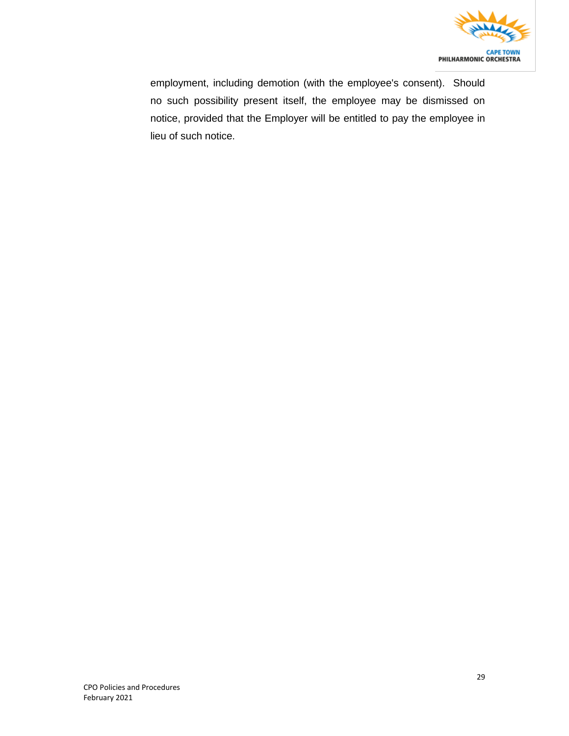employment, including demotion (with the employee's consent). Should no such possibility present itself, the employee may be dismissed on notice, provided that the Employer will be entitled to pay the employee in lieu of such notice.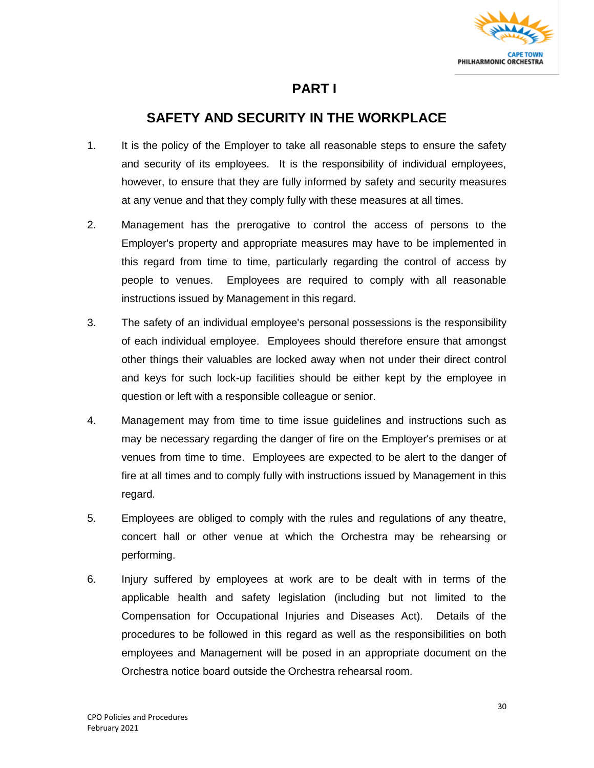# PART I

## SAFETY AND SECURITY IN THE WORKPLACE

1. It is the policy of the Employer to take all reasonable steps to ensure the safety and security of its employees. It is the responsibility of individual employees, however, to ensure that they are fully informed by safety and security measures at any venue and that they comply fully with these measures at all times.

2. Management has the prerogative to control the access of persons to the Employer's property and appropriate measures may have to be implemented in this regard from time to time, particularly regarding the control of access by people to venues. Employees are required to comply with all reasonable instructions issued by Management in this regard.

3. The safety of an individual employee's personal possessions is the responsibility of each individual employee. Employees should therefore ensure that amongst other things their valuables are locked away when not under their direct control and keys for such lock-up facilities should be either kept by the employee in question or left with a responsible colleague or senior.

4. Management may from time to time issue guidelines and instructions such as may be necessary regarding the danger of fire on the Employer's premises or at venues from time to time. Employees are expected to be alert to the danger of fire at all times and to comply fully with instructions issued by Management in this regard.

5. Employees are obliged to comply with the rules and regulations of any theatre, concert hall or other venue at which the Orchestra may be rehearsing or performing.

6. Injury suffered by employees at work are to be dealt with in terms of the applicable health and safety legislation (including but not limited to the Compensation for Occupational Injuries and Diseases Act). Details of the procedures to be followed in this regard as well as the responsibilities on both employees and Management will be posed in an appropriate document on the Orchestra notice board outside the Orchestra rehearsal room.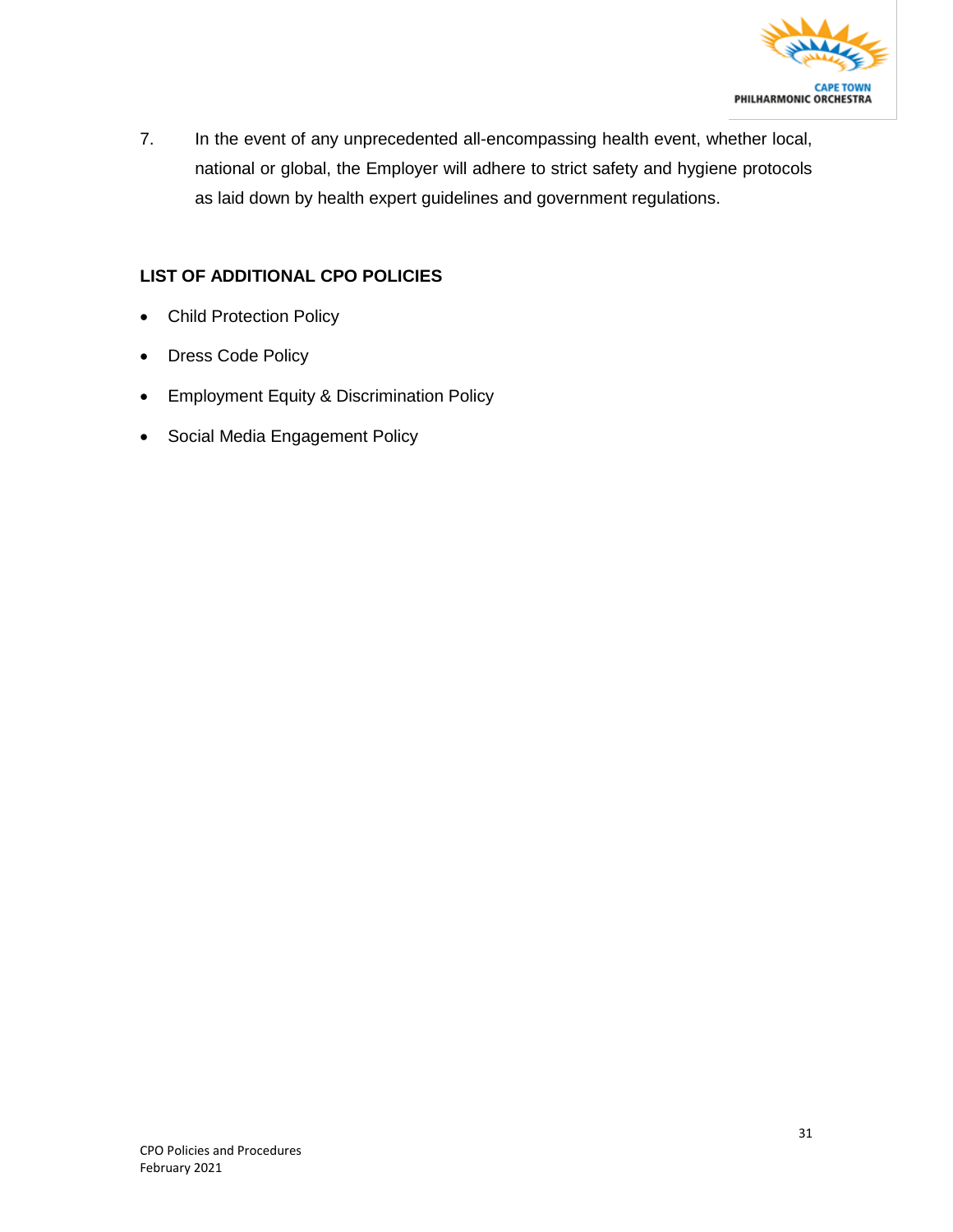7. In the event of any unprecedented all-encompassing health event, whether local, national or global, the Employer will adhere to strict safety and hygiene protocols as laid down by health expert guidelines and government regulations.

**LIST OF ADDITIONAL CPO POLICIES**

- Child Protection Policy
- Dress Code Policy
- Employment Equity & Discrimination Policy
- Social Media Engagement Policy